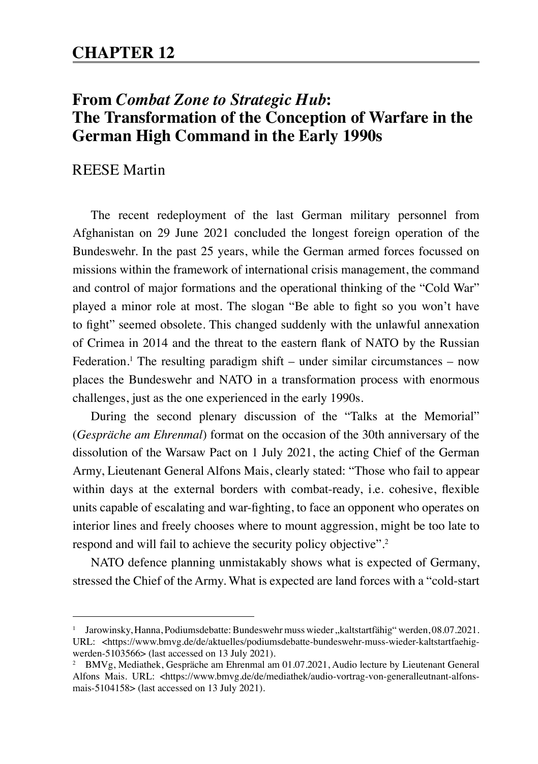# CHAPTER 12

## From *Combat Zone to Strategic Hub*: The Transformation of the Conception of Warfare in the German High Command in the Early 1990s

REESE Martin

The recent redeployment of the last German military personnel from Afghanistan on 29 June 2021 concluded the longest foreign operation of the Bundeswehr. In the past 25 years, while the German armed forces focussed on missions within the framework of international crisis management, the command and control of major formations and the operational thinking of the "Cold War" played a minor role at most. The slogan "Be able to fight so you won't have to fight" seemed obsolete. This changed suddenly with the unlawful annexation of Crimea in 2014 and the threat to the eastern flank of NATO by the Russian Federation.[1] The resulting paradigm shift – under similar circumstances – now places the Bundeswehr and NATO in a transformation process with enormous challenges, just as the one experienced in the early 1990s.

During the second plenary discussion of the "Talks at the Memorial" (*Gespräche am Ehrenmal*) format on the occasion of the 30th anniversary of the dissolution of the Warsaw Pact on 1 July 2021, the acting Chief of the German Army, Lieutenant General Alfons Mais, clearly stated: "Those who fail to appear within days at the external borders with combat-ready, i.e. cohesive, flexible units capable of escalating and war-fighting, to face an opponent who operates on interior lines and freely chooses where to mount aggression, might be too late to respond and will fail to achieve the security policy objective".[2]

NATO defence planning unmistakably shows what is expected of Germany, stressed the Chief of the Army. What is expected are land forces with a "cold-start

---

[1] Jarowinsky, Hanna, Podiumsdebatte: Bundeswehr muss wieder „kaltstartfähig" werden, 08.07.2021. URL: <https://www.bmvg.de/de/aktuelles/podiumsdebatte-bundeswehr-muss-wieder-kaltstartfaehig-werden-5103566> (last accessed on 13 July 2021).

[2] BMVg, Mediathek, Gespräche am Ehrenmal am 01.07.2021, Audio lecture by Lieutenant General Alfons Mais. URL: <https://www.bmvg.de/de/mediathek/audio-vortrag-von-generalleutnant-alfons-mais-5104158> (last accessed on 13 July 2021).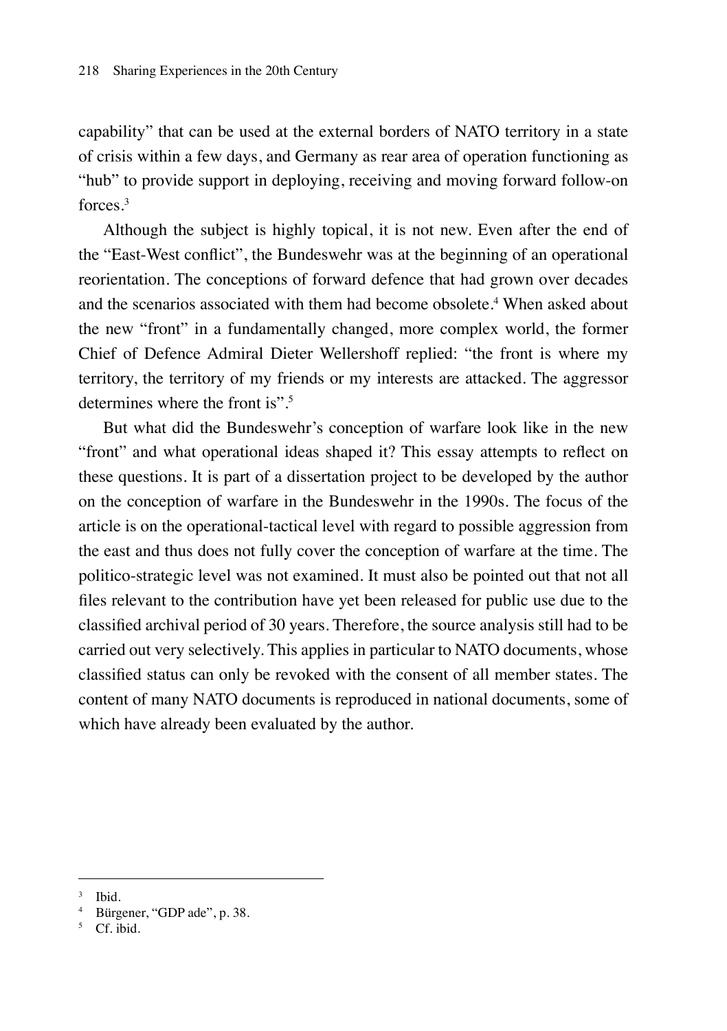capability" that can be used at the external borders of NATO territory in a state of crisis within a few days, and Germany as rear area of operation functioning as "hub" to provide support in deploying, receiving and moving forward follow-on forces.[3]

Although the subject is highly topical, it is not new. Even after the end of the "East-West conflict", the Bundeswehr was at the beginning of an operational reorientation. The conceptions of forward defence that had grown over decades and the scenarios associated with them had become obsolete.[4] When asked about the new "front" in a fundamentally changed, more complex world, the former Chief of Defence Admiral Dieter Wellershoff replied: "the front is where my territory, the territory of my friends or my interests are attacked. The aggressor determines where the front is".[5]

But what did the Bundeswehr's conception of warfare look like in the new "front" and what operational ideas shaped it? This essay attempts to reflect on these questions. It is part of a dissertation project to be developed by the author on the conception of warfare in the Bundeswehr in the 1990s. The focus of the article is on the operational-tactical level with regard to possible aggression from the east and thus does not fully cover the conception of warfare at the time. The politico-strategic level was not examined. It must also be pointed out that not all files relevant to the contribution have yet been released for public use due to the classified archival period of 30 years. Therefore, the source analysis still had to be carried out very selectively. This applies in particular to NATO documents, whose classified status can only be revoked with the consent of all member states. The content of many NATO documents is reproduced in national documents, some of which have already been evaluated by the author.

---

[3] Ibid.

[4] Bürgener, "GDP ade", p. 38.

[5] Cf. ibid.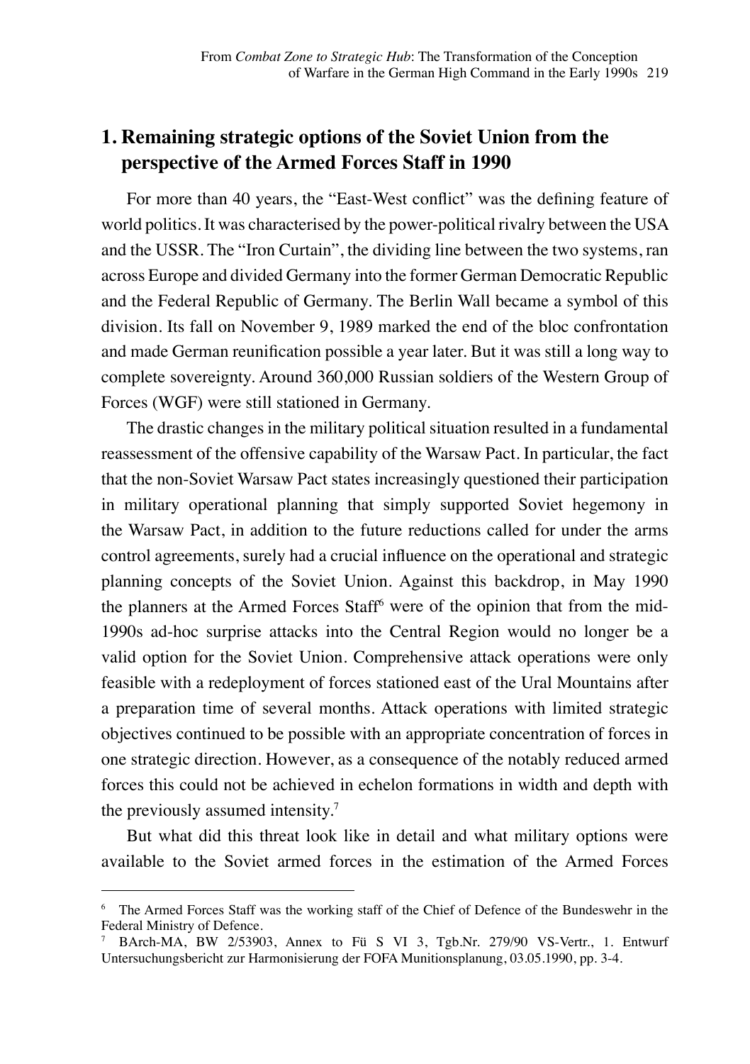## 1. Remaining strategic options of the Soviet Union from the perspective of the Armed Forces Staff in 1990

For more than 40 years, the "East-West conflict" was the defining feature of world politics. It was characterised by the power-political rivalry between the USA and the USSR. The "Iron Curtain", the dividing line between the two systems, ran across Europe and divided Germany into the former German Democratic Republic and the Federal Republic of Germany. The Berlin Wall became a symbol of this division. Its fall on November 9, 1989 marked the end of the bloc confrontation and made German reunification possible a year later. But it was still a long way to complete sovereignty. Around 360,000 Russian soldiers of the Western Group of Forces (WGF) were still stationed in Germany.

The drastic changes in the military political situation resulted in a fundamental reassessment of the offensive capability of the Warsaw Pact. In particular, the fact that the non-Soviet Warsaw Pact states increasingly questioned their participation in military operational planning that simply supported Soviet hegemony in the Warsaw Pact, in addition to the future reductions called for under the arms control agreements, surely had a crucial influence on the operational and strategic planning concepts of the Soviet Union. Against this backdrop, in May 1990 the planners at the Armed Forces Staff[6] were of the opinion that from the mid-1990s ad-hoc surprise attacks into the Central Region would no longer be a valid option for the Soviet Union. Comprehensive attack operations were only feasible with a redeployment of forces stationed east of the Ural Mountains after a preparation time of several months. Attack operations with limited strategic objectives continued to be possible with an appropriate concentration of forces in one strategic direction. However, as a consequence of the notably reduced armed forces this could not be achieved in echelon formations in width and depth with the previously assumed intensity.[7]

But what did this threat look like in detail and what military options were available to the Soviet armed forces in the estimation of the Armed Forces

---

[6] The Armed Forces Staff was the working staff of the Chief of Defence of the Bundeswehr in the Federal Ministry of Defence.

[7] BArch-MA, BW 2/53903, Annex to Fü S VI 3, Tgb.Nr. 279/90 VS-Vertr., 1. Entwurf Untersuchungsbericht zur Harmonisierung der FOFA Munitionsplanung, 03.05.1990, pp. 3-4.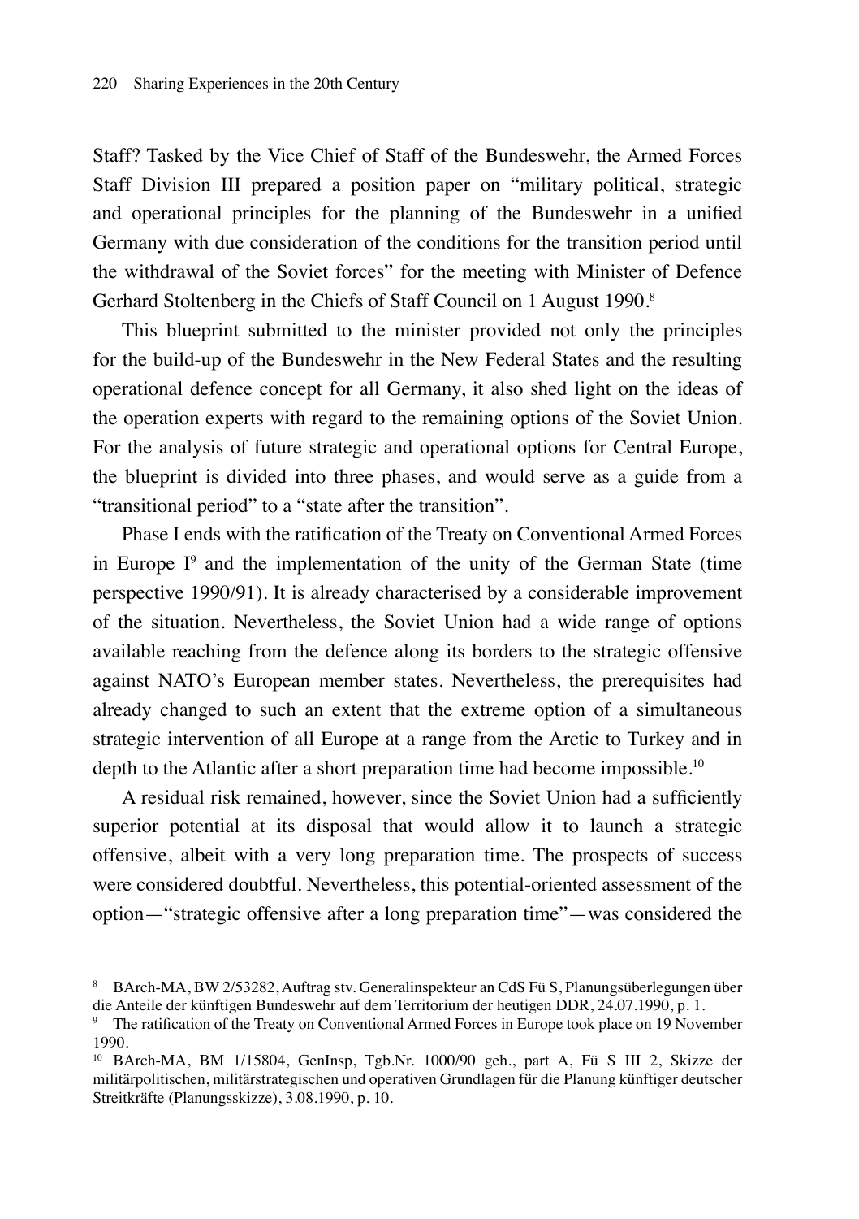Staff? Tasked by the Vice Chief of Staff of the Bundeswehr, the Armed Forces Staff Division III prepared a position paper on "military political, strategic and operational principles for the planning of the Bundeswehr in a unified Germany with due consideration of the conditions for the transition period until the withdrawal of the Soviet forces" for the meeting with Minister of Defence Gerhard Stoltenberg in the Chiefs of Staff Council on 1 August 1990.[8]

This blueprint submitted to the minister provided not only the principles for the build-up of the Bundeswehr in the New Federal States and the resulting operational defence concept for all Germany, it also shed light on the ideas of the operation experts with regard to the remaining options of the Soviet Union. For the analysis of future strategic and operational options for Central Europe, the blueprint is divided into three phases, and would serve as a guide from a "transitional period" to a "state after the transition".

Phase I ends with the ratification of the Treaty on Conventional Armed Forces in Europe I[9] and the implementation of the unity of the German State (time perspective 1990/91). It is already characterised by a considerable improvement of the situation. Nevertheless, the Soviet Union had a wide range of options available reaching from the defence along its borders to the strategic offensive against NATO's European member states. Nevertheless, the prerequisites had already changed to such an extent that the extreme option of a simultaneous strategic intervention of all Europe at a range from the Arctic to Turkey and in depth to the Atlantic after a short preparation time had become impossible.[10]

A residual risk remained, however, since the Soviet Union had a sufficiently superior potential at its disposal that would allow it to launch a strategic offensive, albeit with a very long preparation time. The prospects of success were considered doubtful. Nevertheless, this potential-oriented assessment of the option—"strategic offensive after a long preparation time"—was considered the

---

[8] BArch-MA, BW 2/53282, Auftrag stv. Generalinspekteur an CdS Fü S, Planungsüberlegungen über die Anteile der künftigen Bundeswehr auf dem Territorium der heutigen DDR, 24.07.1990, p. 1.

[9] The ratification of the Treaty on Conventional Armed Forces in Europe took place on 19 November 1990.

[10] BArch-MA, BM 1/15804, GenInsp, Tgb.Nr. 1000/90 geh., part A, Fü S III 2, Skizze der militärpolitischen, militärstrategischen und operativen Grundlagen für die Planung künftiger deutscher Streitkräfte (Planungsskizze), 3.08.1990, p. 10.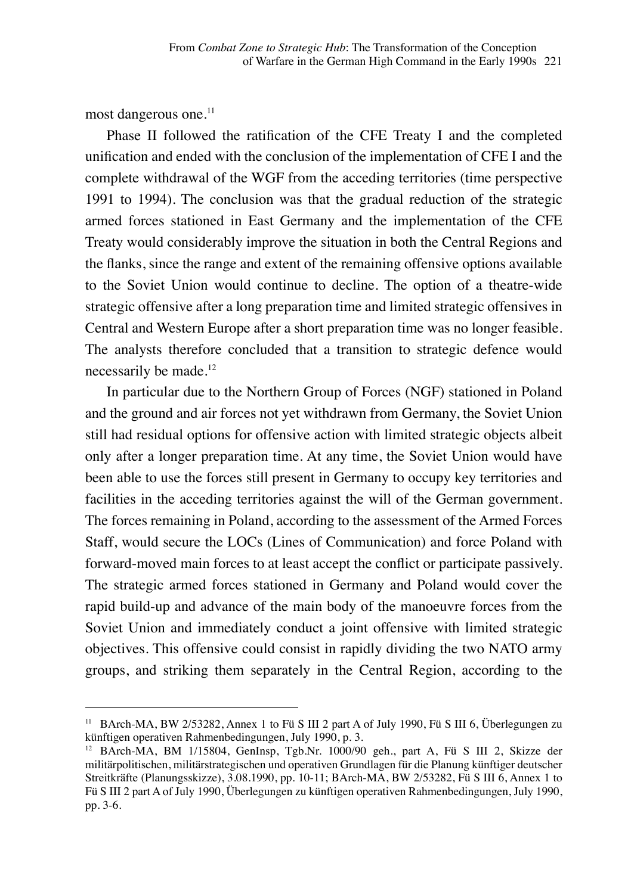most dangerous one.[11]

Phase II followed the ratification of the CFE Treaty I and the completed unification and ended with the conclusion of the implementation of CFE I and the complete withdrawal of the WGF from the acceding territories (time perspective 1991 to 1994). The conclusion was that the gradual reduction of the strategic armed forces stationed in East Germany and the implementation of the CFE Treaty would considerably improve the situation in both the Central Regions and the flanks, since the range and extent of the remaining offensive options available to the Soviet Union would continue to decline. The option of a theatre-wide strategic offensive after a long preparation time and limited strategic offensives in Central and Western Europe after a short preparation time was no longer feasible. The analysts therefore concluded that a transition to strategic defence would necessarily be made.[12]

In particular due to the Northern Group of Forces (NGF) stationed in Poland and the ground and air forces not yet withdrawn from Germany, the Soviet Union still had residual options for offensive action with limited strategic objects albeit only after a longer preparation time. At any time, the Soviet Union would have been able to use the forces still present in Germany to occupy key territories and facilities in the acceding territories against the will of the German government. The forces remaining in Poland, according to the assessment of the Armed Forces Staff, would secure the LOCs (Lines of Communication) and force Poland with forward-moved main forces to at least accept the conflict or participate passively. The strategic armed forces stationed in Germany and Poland would cover the rapid build-up and advance of the main body of the manoeuvre forces from the Soviet Union and immediately conduct a joint offensive with limited strategic objectives. This offensive could consist in rapidly dividing the two NATO army groups, and striking them separately in the Central Region, according to the

---

[11] BArch-MA, BW 2/53282, Annex 1 to Fü S III 2 part A of July 1990, Fü S III 6, Überlegungen zu künftigen operativen Rahmenbedingungen, July 1990, p. 3.

[12] BArch-MA, BM 1/15804, GenInsp, Tgb.Nr. 1000/90 geh., part A, Fü S III 2, Skizze der militärpolitischen, militärstrategischen und operativen Grundlagen für die Planung künftiger deutscher Streitkräfte (Planungsskizze), 3.08.1990, pp. 10-11; BArch-MA, BW 2/53282, Fü S III 6, Annex 1 to Fü S III 2 part A of July 1990, Überlegungen zu künftigen operativen Rahmenbedingungen, July 1990, pp. 3-6.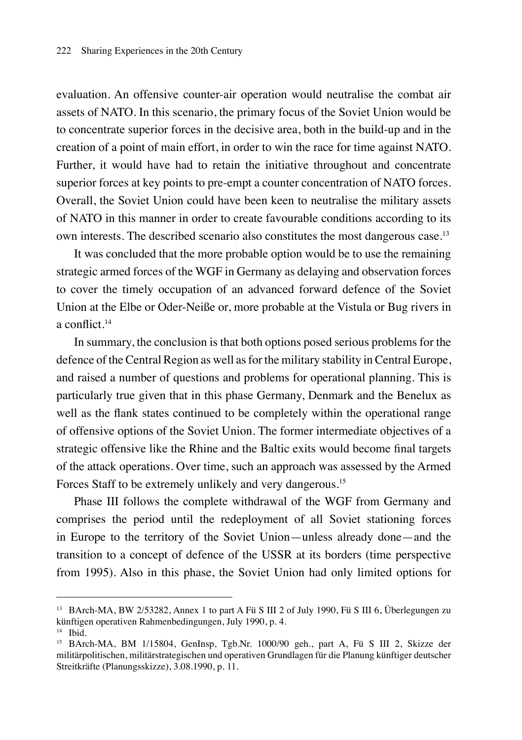evaluation. An offensive counter-air operation would neutralise the combat air assets of NATO. In this scenario, the primary focus of the Soviet Union would be to concentrate superior forces in the decisive area, both in the build-up and in the creation of a point of main effort, in order to win the race for time against NATO. Further, it would have had to retain the initiative throughout and concentrate superior forces at key points to pre-empt a counter concentration of NATO forces. Overall, the Soviet Union could have been keen to neutralise the military assets of NATO in this manner in order to create favourable conditions according to its own interests. The described scenario also constitutes the most dangerous case.[13]

It was concluded that the more probable option would be to use the remaining strategic armed forces of the WGF in Germany as delaying and observation forces to cover the timely occupation of an advanced forward defence of the Soviet Union at the Elbe or Oder-Neiße or, more probable at the Vistula or Bug rivers in a conflict.[14]

In summary, the conclusion is that both options posed serious problems for the defence of the Central Region as well as for the military stability in Central Europe, and raised a number of questions and problems for operational planning. This is particularly true given that in this phase Germany, Denmark and the Benelux as well as the flank states continued to be completely within the operational range of offensive options of the Soviet Union. The former intermediate objectives of a strategic offensive like the Rhine and the Baltic exits would become final targets of the attack operations. Over time, such an approach was assessed by the Armed Forces Staff to be extremely unlikely and very dangerous.[15]

Phase III follows the complete withdrawal of the WGF from Germany and comprises the period until the redeployment of all Soviet stationing forces in Europe to the territory of the Soviet Union—unless already done—and the transition to a concept of defence of the USSR at its borders (time perspective from 1995). Also in this phase, the Soviet Union had only limited options for

---

[13] BArch-MA, BW 2/53282, Annex 1 to part A Fü S III 2 of July 1990, Fü S III 6, Überlegungen zu künftigen operativen Rahmenbedingungen, July 1990, p. 4.

[14] Ibid.

[15] BArch-MA, BM 1/15804, GenInsp, Tgb.Nr. 1000/90 geh., part A, Fü S III 2, Skizze der militärpolitischen, militärstrategischen und operativen Grundlagen für die Planung künftiger deutscher Streitkräfte (Planungsskizze), 3.08.1990, p. 11.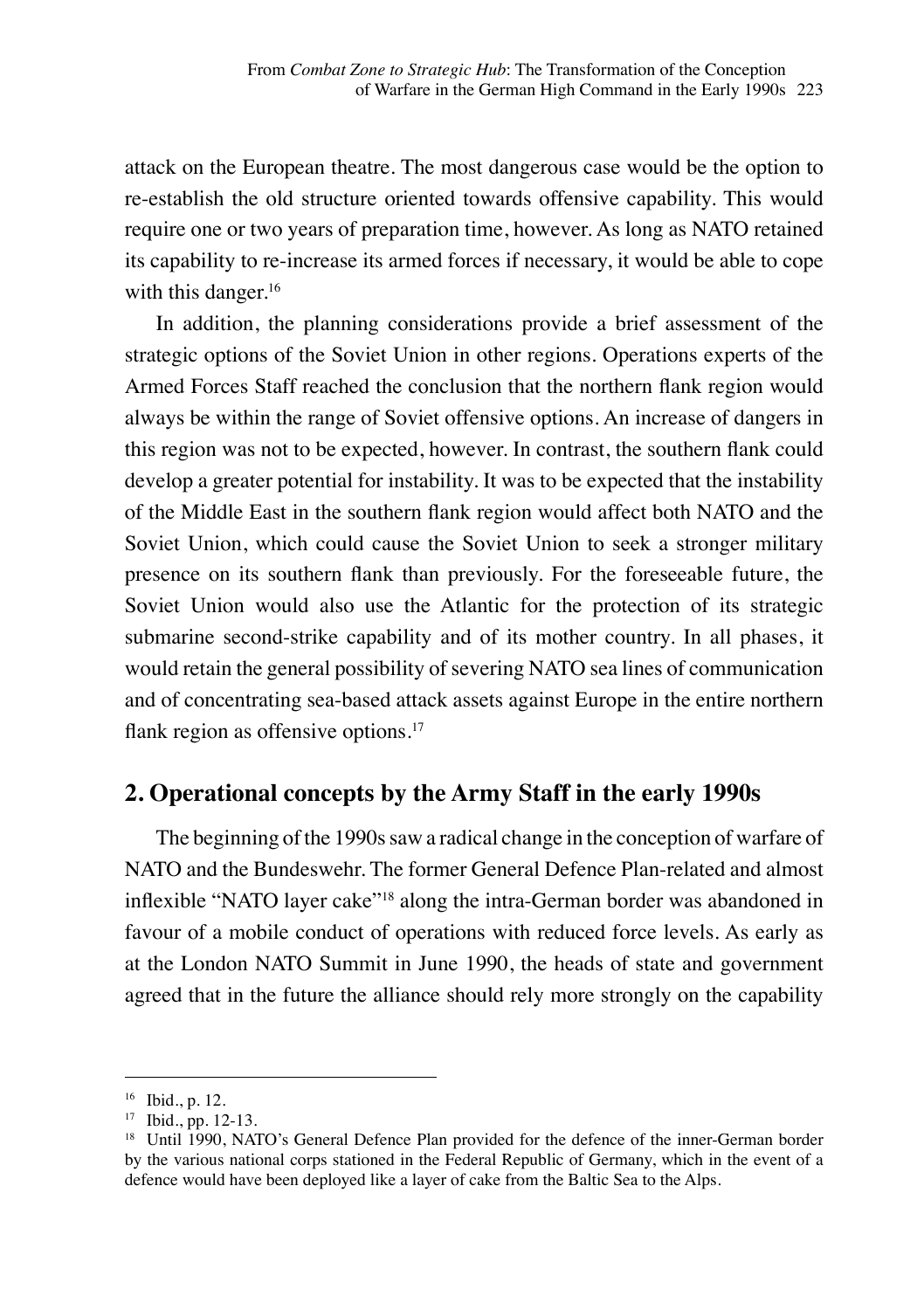attack on the European theatre. The most dangerous case would be the option to re-establish the old structure oriented towards offensive capability. This would require one or two years of preparation time, however. As long as NATO retained its capability to re-increase its armed forces if necessary, it would be able to cope with this danger.[16]

In addition, the planning considerations provide a brief assessment of the strategic options of the Soviet Union in other regions. Operations experts of the Armed Forces Staff reached the conclusion that the northern flank region would always be within the range of Soviet offensive options. An increase of dangers in this region was not to be expected, however. In contrast, the southern flank could develop a greater potential for instability. It was to be expected that the instability of the Middle East in the southern flank region would affect both NATO and the Soviet Union, which could cause the Soviet Union to seek a stronger military presence on its southern flank than previously. For the foreseeable future, the Soviet Union would also use the Atlantic for the protection of its strategic submarine second-strike capability and of its mother country. In all phases, it would retain the general possibility of severing NATO sea lines of communication and of concentrating sea-based attack assets against Europe in the entire northern flank region as offensive options.[17]

## 2. Operational concepts by the Army Staff in the early 1990s

The beginning of the 1990s saw a radical change in the conception of warfare of NATO and the Bundeswehr. The former General Defence Plan-related and almost inflexible "NATO layer cake"[18] along the intra-German border was abandoned in favour of a mobile conduct of operations with reduced force levels. As early as at the London NATO Summit in June 1990, the heads of state and government agreed that in the future the alliance should rely more strongly on the capability

---

[16] Ibid., p. 12.

[17] Ibid., pp. 12-13.

[18] Until 1990, NATO's General Defence Plan provided for the defence of the inner-German border by the various national corps stationed in the Federal Republic of Germany, which in the event of a defence would have been deployed like a layer of cake from the Baltic Sea to the Alps.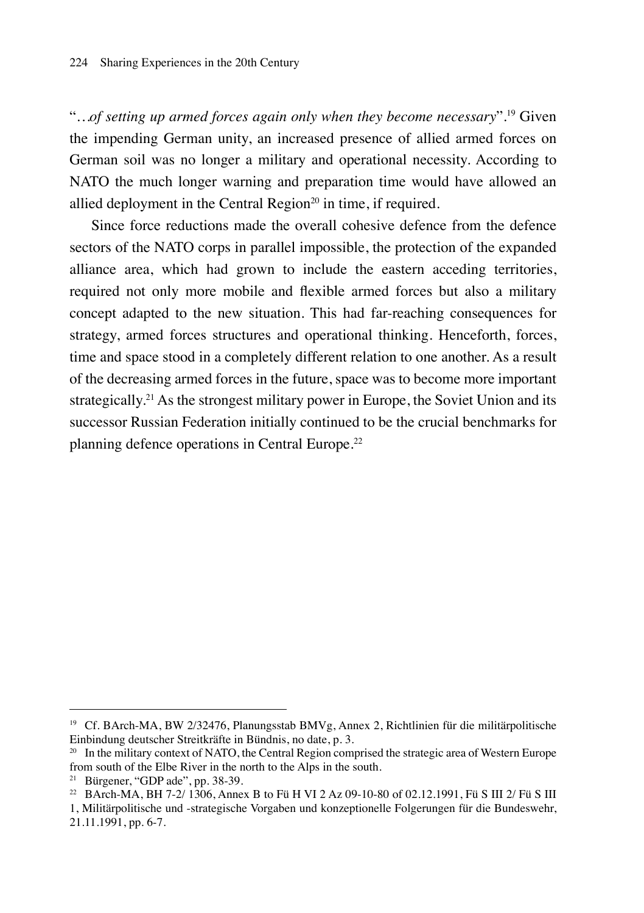"…*of setting up armed forces again only when they become necessary*".[19] Given the impending German unity, an increased presence of allied armed forces on German soil was no longer a military and operational necessity. According to NATO the much longer warning and preparation time would have allowed an allied deployment in the Central Region[20] in time, if required.

Since force reductions made the overall cohesive defence from the defence sectors of the NATO corps in parallel impossible, the protection of the expanded alliance area, which had grown to include the eastern acceding territories, required not only more mobile and flexible armed forces but also a military concept adapted to the new situation. This had far-reaching consequences for strategy, armed forces structures and operational thinking. Henceforth, forces, time and space stood in a completely different relation to one another. As a result of the decreasing armed forces in the future, space was to become more important strategically.[21] As the strongest military power in Europe, the Soviet Union and its successor Russian Federation initially continued to be the crucial benchmarks for planning defence operations in Central Europe.[22]

---

[19] Cf. BArch-MA, BW 2/32476, Planungsstab BMVg, Annex 2, Richtlinien für die militärpolitische Einbindung deutscher Streitkräfte in Bündnis, no date, p. 3.

[20] In the military context of NATO, the Central Region comprised the strategic area of Western Europe from south of the Elbe River in the north to the Alps in the south.

[21] Bürgener, "GDP ade", pp. 38-39.

[22] BArch-MA, BH 7-2/ 1306, Annex B to Fü H VI 2 Az 09-10-80 of 02.12.1991, Fü S III 2/ Fü S III 1, Militärpolitische und -strategische Vorgaben und konzeptionelle Folgerungen für die Bundeswehr, 21.11.1991, pp. 6-7.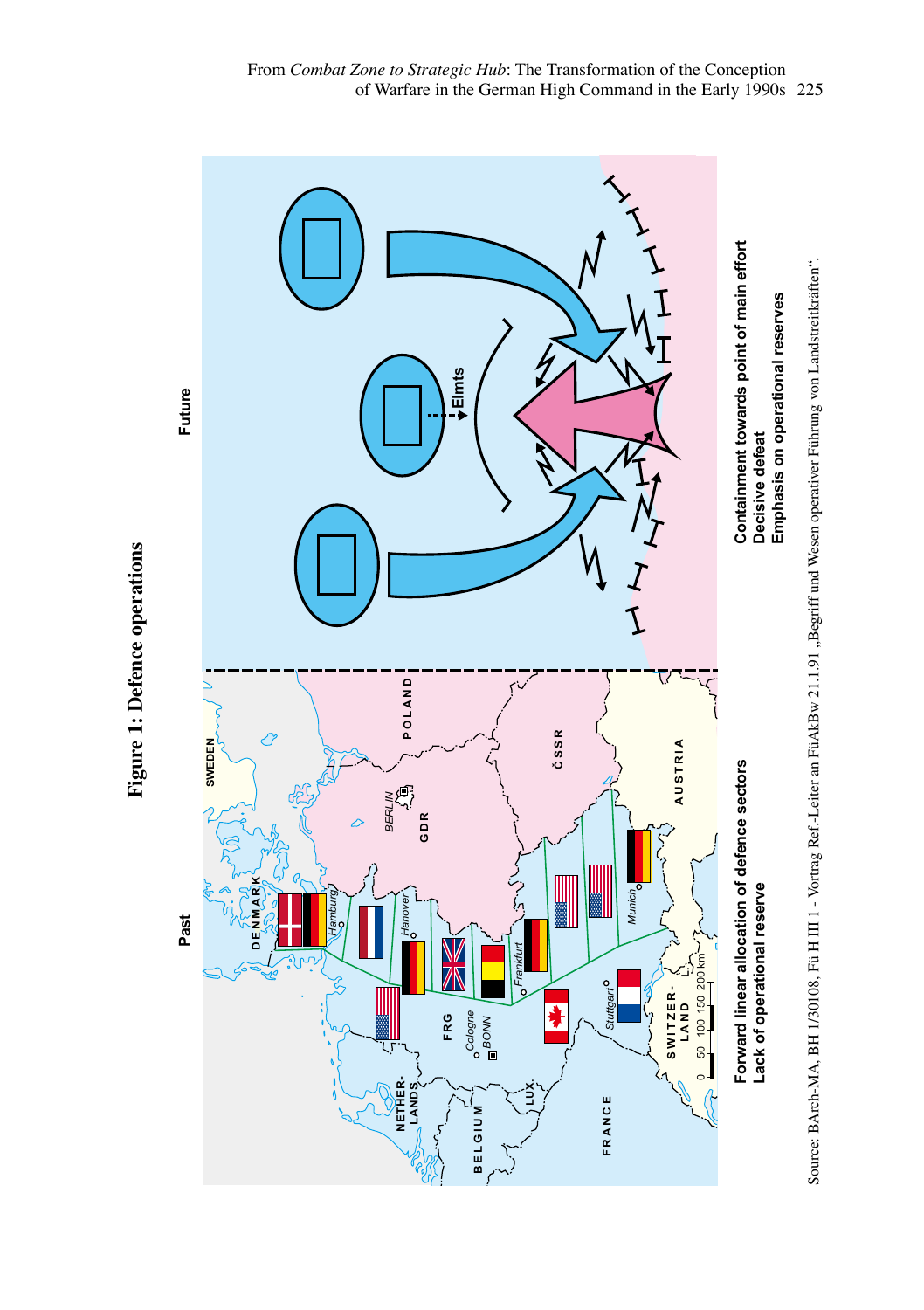**Figure 1: Defence operations**

**Past**

**Forward linear allocation of defence sectors**
**Lack of operational reserve**

**Future**

**Containment towards point of main effort**
**Decisive defeat**
**Emphasis on operational reserves**

Source: BArch-MA, BH 1/30108, Fü H III 1 - Vortrag Ref.-Leiter an FüAkBw 21.1.91 „Begriff und Wesen operativer Führung von Landstreitkräften".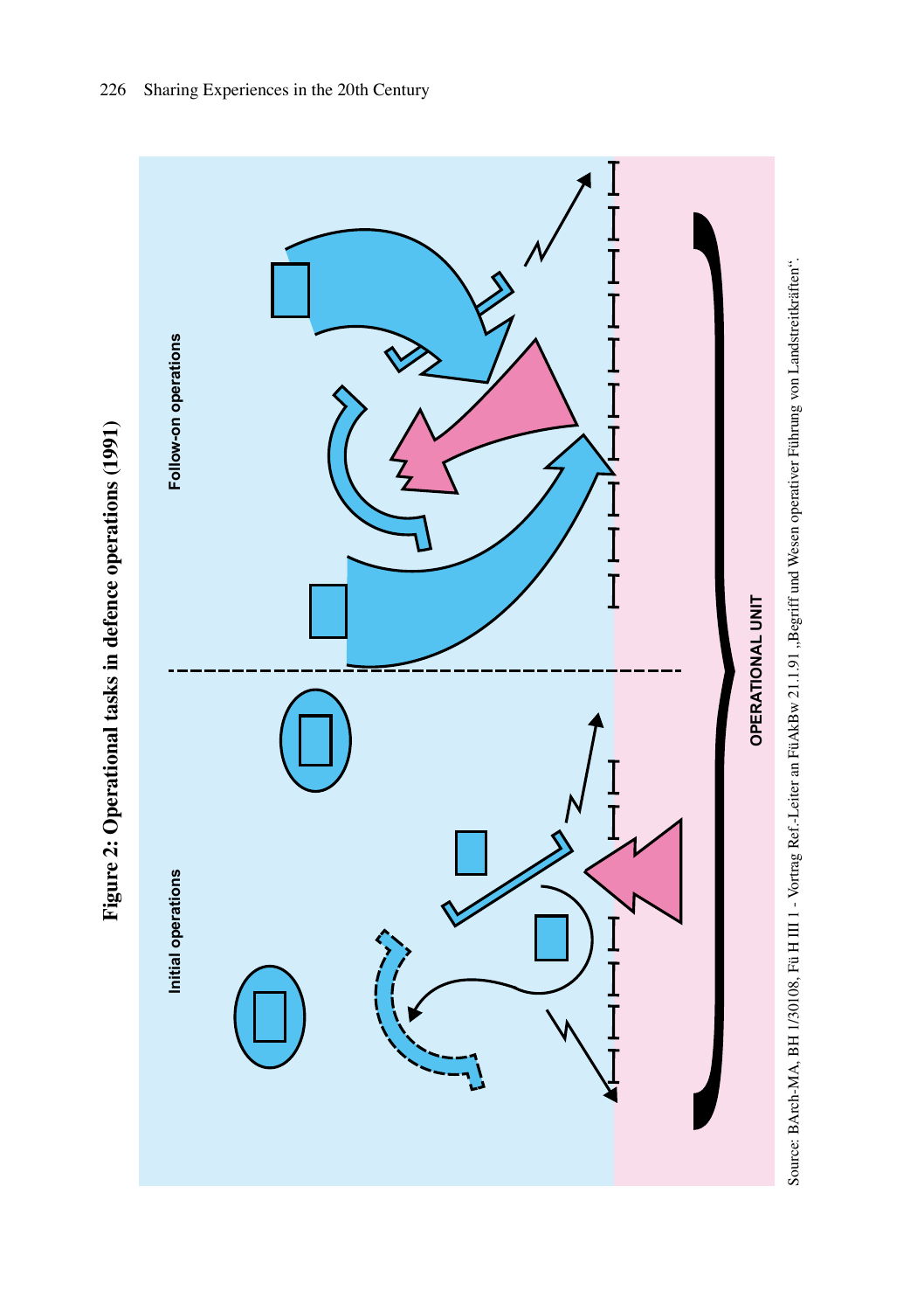**Figure 2: Operational tasks in defence operations (1991)**

Initial operations

Follow-on operations

OPERATIONAL UNIT

Source: BArch-MA, BH 1/30108, Fü H III 1 - Vortrag Ref.-Leiter an FüAkBw 21.1.91 „Begriff und Wesen operativer Führung von Landstreitkräften".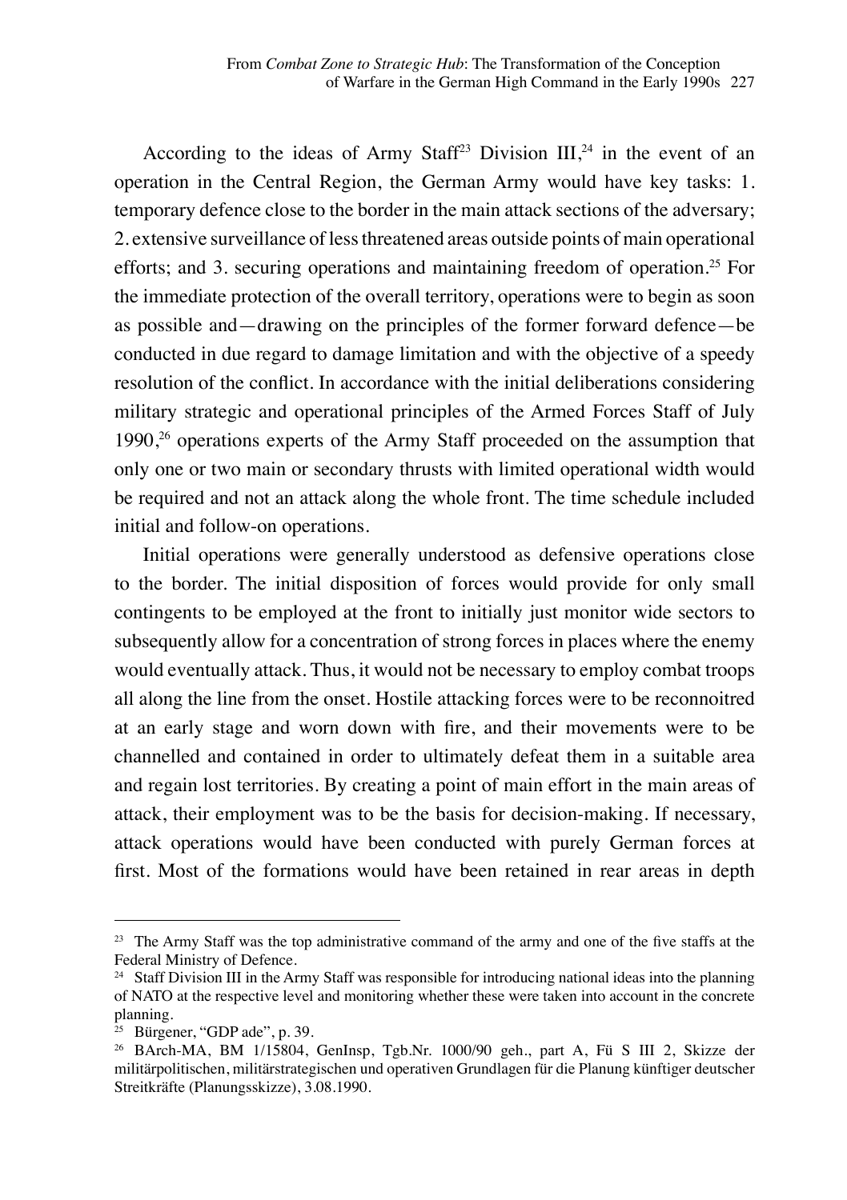According to the ideas of Army Staff[23] Division III,[24] in the event of an operation in the Central Region, the German Army would have key tasks: 1. temporary defence close to the border in the main attack sections of the adversary; 2. extensive surveillance of less threatened areas outside points of main operational efforts; and 3. securing operations and maintaining freedom of operation.[25] For the immediate protection of the overall territory, operations were to begin as soon as possible and—drawing on the principles of the former forward defence—be conducted in due regard to damage limitation and with the objective of a speedy resolution of the conflict. In accordance with the initial deliberations considering military strategic and operational principles of the Armed Forces Staff of July 1990,[26] operations experts of the Army Staff proceeded on the assumption that only one or two main or secondary thrusts with limited operational width would be required and not an attack along the whole front. The time schedule included initial and follow-on operations.

Initial operations were generally understood as defensive operations close to the border. The initial disposition of forces would provide for only small contingents to be employed at the front to initially just monitor wide sectors to subsequently allow for a concentration of strong forces in places where the enemy would eventually attack. Thus, it would not be necessary to employ combat troops all along the line from the onset. Hostile attacking forces were to be reconnoitred at an early stage and worn down with fire, and their movements were to be channelled and contained in order to ultimately defeat them in a suitable area and regain lost territories. By creating a point of main effort in the main areas of attack, their employment was to be the basis for decision-making. If necessary, attack operations would have been conducted with purely German forces at first. Most of the formations would have been retained in rear areas in depth

---

[23] The Army Staff was the top administrative command of the army and one of the five staffs at the Federal Ministry of Defence.

[24] Staff Division III in the Army Staff was responsible for introducing national ideas into the planning of NATO at the respective level and monitoring whether these were taken into account in the concrete planning.

[25] Bürgener, "GDP ade", p. 39.

[26] BArch-MA, BM 1/15804, GenInsp, Tgb.Nr. 1000/90 geh., part A, Fü S III 2, Skizze der militärpolitischen, militärstrategischen und operativen Grundlagen für die Planung künftiger deutscher Streitkräfte (Planungsskizze), 3.08.1990.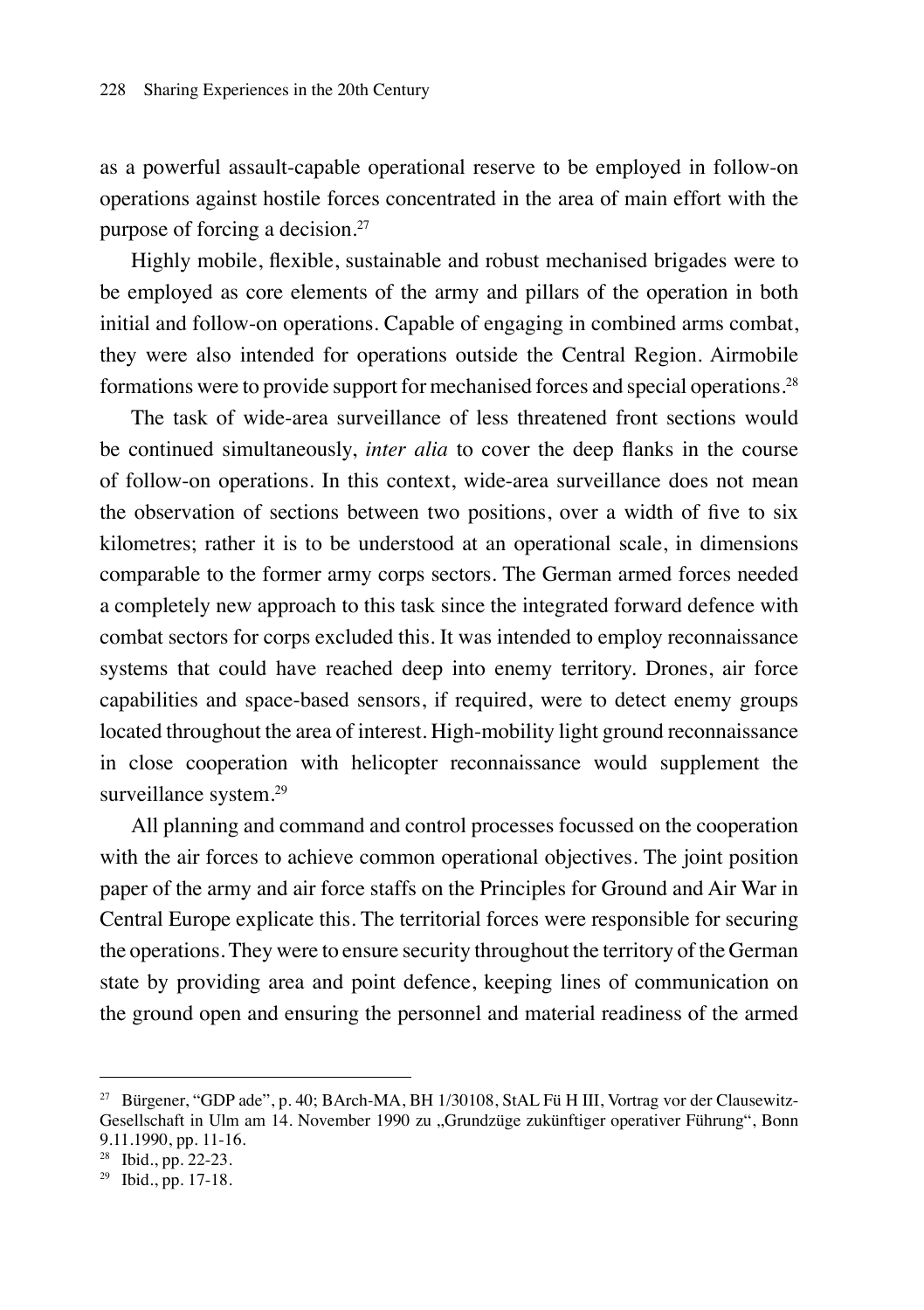as a powerful assault-capable operational reserve to be employed in follow-on operations against hostile forces concentrated in the area of main effort with the purpose of forcing a decision.[27]

Highly mobile, flexible, sustainable and robust mechanised brigades were to be employed as core elements of the army and pillars of the operation in both initial and follow-on operations. Capable of engaging in combined arms combat, they were also intended for operations outside the Central Region. Airmobile formations were to provide support for mechanised forces and special operations.[28]

The task of wide-area surveillance of less threatened front sections would be continued simultaneously, *inter alia* to cover the deep flanks in the course of follow-on operations. In this context, wide-area surveillance does not mean the observation of sections between two positions, over a width of five to six kilometres; rather it is to be understood at an operational scale, in dimensions comparable to the former army corps sectors. The German armed forces needed a completely new approach to this task since the integrated forward defence with combat sectors for corps excluded this. It was intended to employ reconnaissance systems that could have reached deep into enemy territory. Drones, air force capabilities and space-based sensors, if required, were to detect enemy groups located throughout the area of interest. High-mobility light ground reconnaissance in close cooperation with helicopter reconnaissance would supplement the surveillance system.[29]

All planning and command and control processes focussed on the cooperation with the air forces to achieve common operational objectives. The joint position paper of the army and air force staffs on the Principles for Ground and Air War in Central Europe explicate this. The territorial forces were responsible for securing the operations. They were to ensure security throughout the territory of the German state by providing area and point defence, keeping lines of communication on the ground open and ensuring the personnel and material readiness of the armed

---

[27] Bürgener, "GDP ade", p. 40; BArch-MA, BH 1/30108, StAL Fü H III, Vortrag vor der Clausewitz-Gesellschaft in Ulm am 14. November 1990 zu „Grundzüge zukünftiger operativer Führung", Bonn 9.11.1990, pp. 11-16.

[28] Ibid., pp. 22-23.

[29] Ibid., pp. 17-18.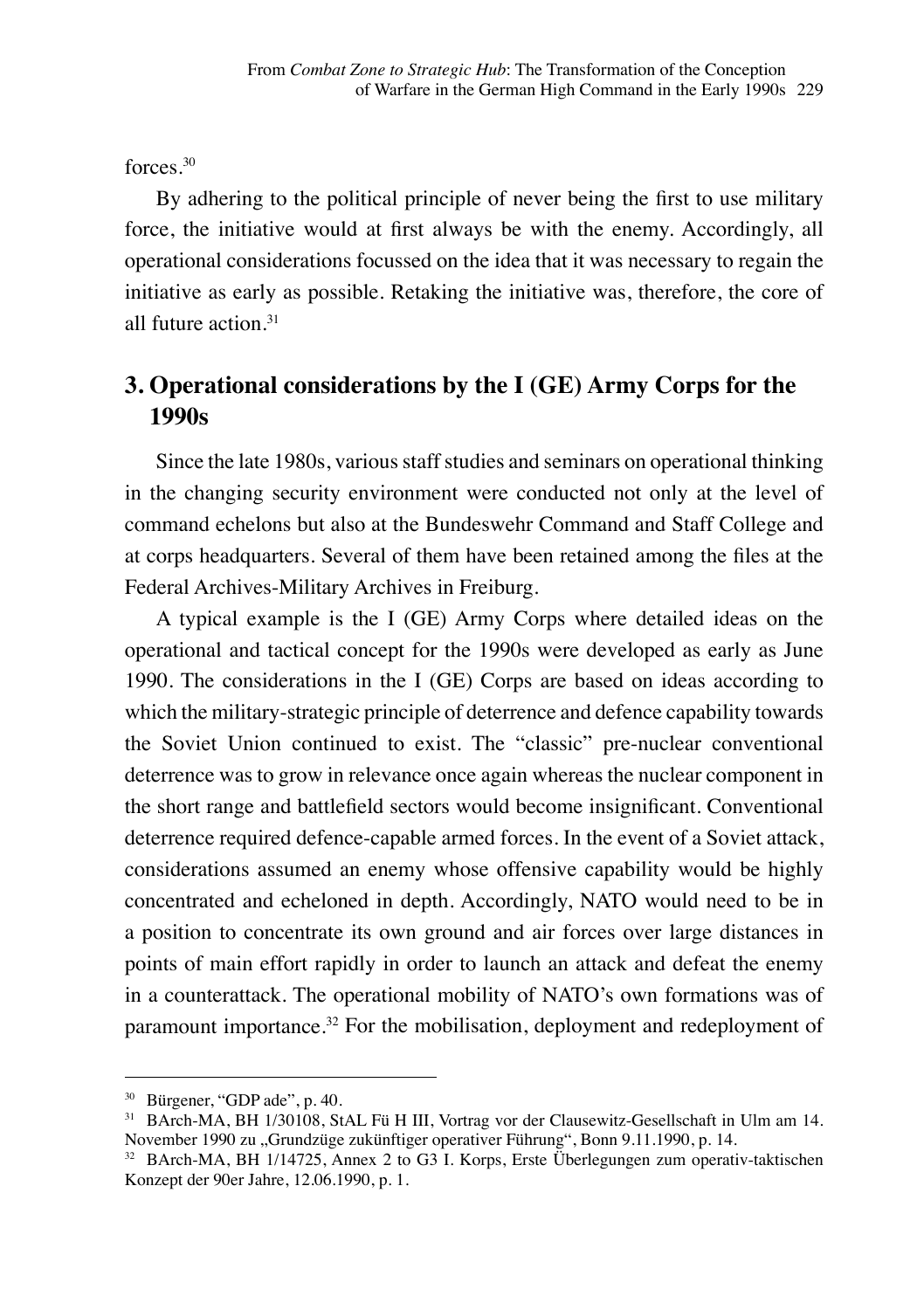forces.[30]

By adhering to the political principle of never being the first to use military force, the initiative would at first always be with the enemy. Accordingly, all operational considerations focussed on the idea that it was necessary to regain the initiative as early as possible. Retaking the initiative was, therefore, the core of all future action.[31]

## 3. Operational considerations by the I (GE) Army Corps for the 1990s

Since the late 1980s, various staff studies and seminars on operational thinking in the changing security environment were conducted not only at the level of command echelons but also at the Bundeswehr Command and Staff College and at corps headquarters. Several of them have been retained among the files at the Federal Archives-Military Archives in Freiburg.

A typical example is the I (GE) Army Corps where detailed ideas on the operational and tactical concept for the 1990s were developed as early as June 1990. The considerations in the I (GE) Corps are based on ideas according to which the military-strategic principle of deterrence and defence capability towards the Soviet Union continued to exist. The "classic" pre-nuclear conventional deterrence was to grow in relevance once again whereas the nuclear component in the short range and battlefield sectors would become insignificant. Conventional deterrence required defence-capable armed forces. In the event of a Soviet attack, considerations assumed an enemy whose offensive capability would be highly concentrated and echeloned in depth. Accordingly, NATO would need to be in a position to concentrate its own ground and air forces over large distances in points of main effort rapidly in order to launch an attack and defeat the enemy in a counterattack. The operational mobility of NATO's own formations was of paramount importance.[32] For the mobilisation, deployment and redeployment of

---

[30] Bürgener, "GDP ade", p. 40.

[31] BArch-MA, BH 1/30108, StAL Fü H III, Vortrag vor der Clausewitz-Gesellschaft in Ulm am 14. November 1990 zu „Grundzüge zukünftiger operativer Führung", Bonn 9.11.1990, p. 14.

[32] BArch-MA, BH 1/14725, Annex 2 to G3 I. Korps, Erste Überlegungen zum operativ-taktischen Konzept der 90er Jahre, 12.06.1990, p. 1.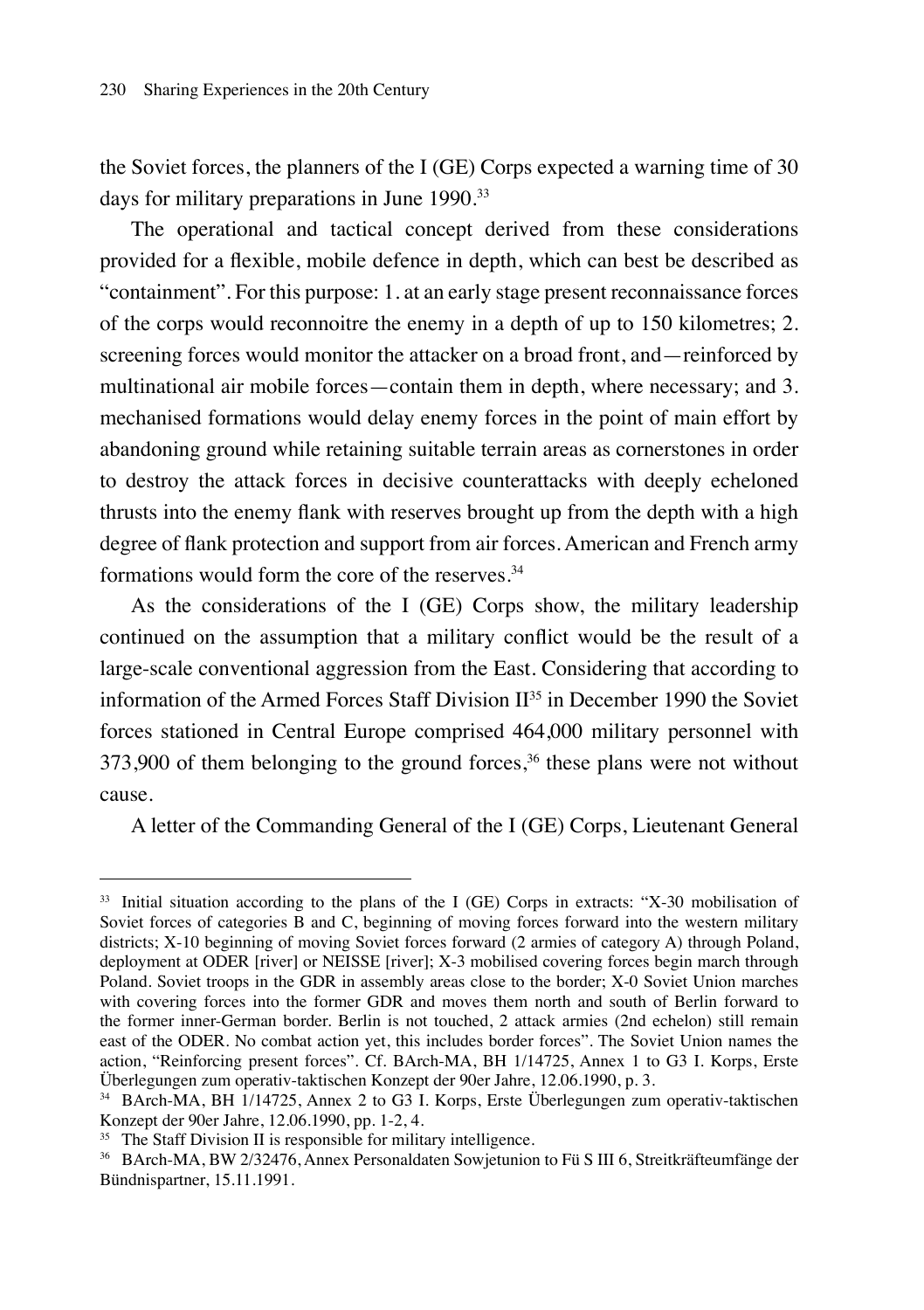the Soviet forces, the planners of the I (GE) Corps expected a warning time of 30 days for military preparations in June 1990.[33]

The operational and tactical concept derived from these considerations provided for a flexible, mobile defence in depth, which can best be described as "containment". For this purpose: 1. at an early stage present reconnaissance forces of the corps would reconnoitre the enemy in a depth of up to 150 kilometres; 2. screening forces would monitor the attacker on a broad front, and—reinforced by multinational air mobile forces—contain them in depth, where necessary; and 3. mechanised formations would delay enemy forces in the point of main effort by abandoning ground while retaining suitable terrain areas as cornerstones in order to destroy the attack forces in decisive counterattacks with deeply echeloned thrusts into the enemy flank with reserves brought up from the depth with a high degree of flank protection and support from air forces. American and French army formations would form the core of the reserves.[34]

As the considerations of the I (GE) Corps show, the military leadership continued on the assumption that a military conflict would be the result of a large-scale conventional aggression from the East. Considering that according to information of the Armed Forces Staff Division II[35] in December 1990 the Soviet forces stationed in Central Europe comprised 464,000 military personnel with 373,900 of them belonging to the ground forces,[36] these plans were not without cause.

A letter of the Commanding General of the I (GE) Corps, Lieutenant General

---

[33] Initial situation according to the plans of the I (GE) Corps in extracts: "X-30 mobilisation of Soviet forces of categories B and C, beginning of moving forces forward into the western military districts; X-10 beginning of moving Soviet forces forward (2 armies of category A) through Poland, deployment at ODER [river] or NEISSE [river]; X-3 mobilised covering forces begin march through Poland. Soviet troops in the GDR in assembly areas close to the border; X-0 Soviet Union marches with covering forces into the former GDR and moves them north and south of Berlin forward to the former inner-German border. Berlin is not touched, 2 attack armies (2nd echelon) still remain east of the ODER. No combat action yet, this includes border forces". The Soviet Union names the action, "Reinforcing present forces". Cf. BArch-MA, BH 1/14725, Annex 1 to G3 I. Korps, Erste Überlegungen zum operativ-taktischen Konzept der 90er Jahre, 12.06.1990, p. 3.

[34] BArch-MA, BH 1/14725, Annex 2 to G3 I. Korps, Erste Überlegungen zum operativ-taktischen Konzept der 90er Jahre, 12.06.1990, pp. 1-2, 4.

[35] The Staff Division II is responsible for military intelligence.

[36] BArch-MA, BW 2/32476, Annex Personaldaten Sowjetunion to Fü S III 6, Streitkräfteumfänge der Bündnispartner, 15.11.1991.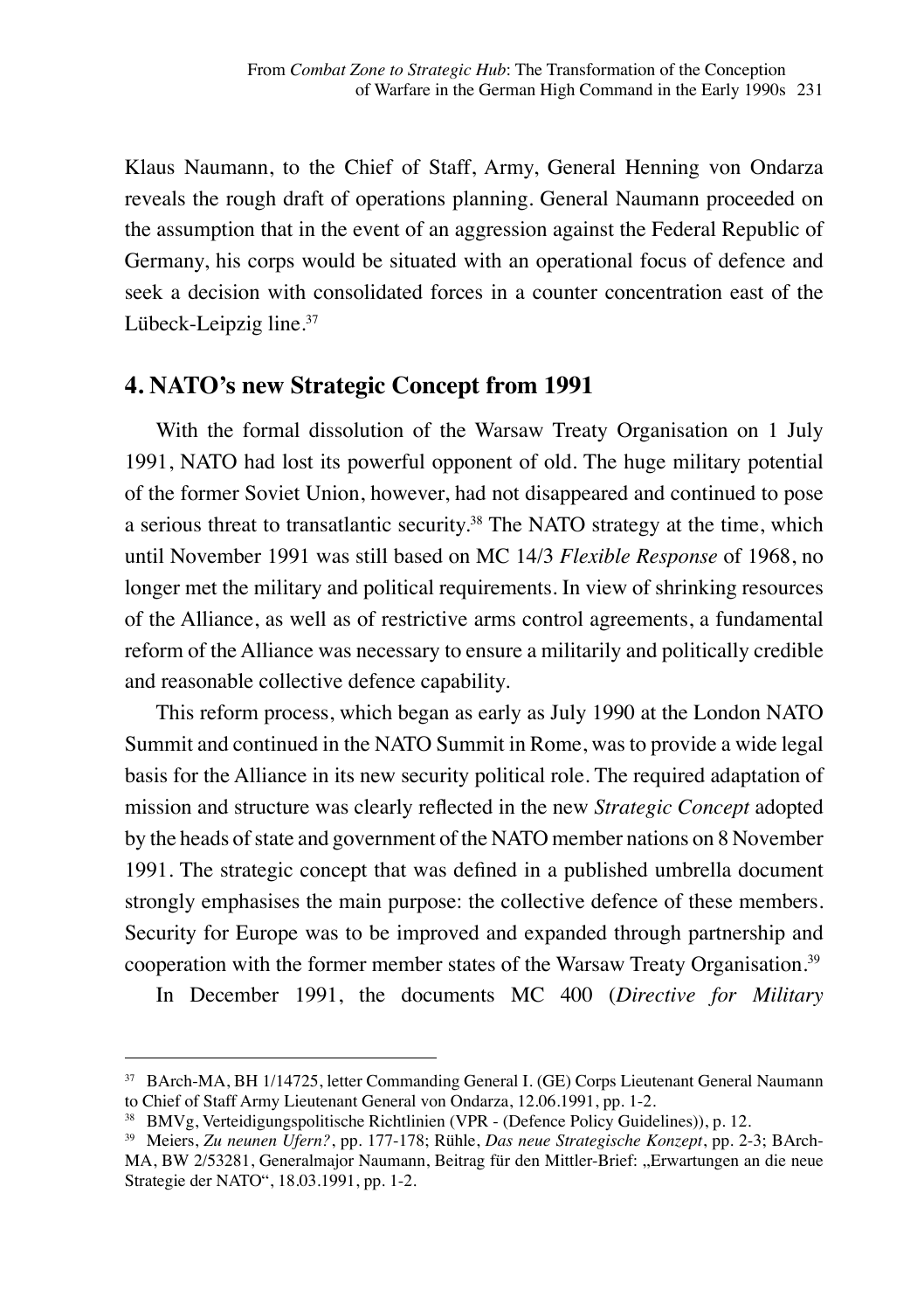Klaus Naumann, to the Chief of Staff, Army, General Henning von Ondarza reveals the rough draft of operations planning. General Naumann proceeded on the assumption that in the event of an aggression against the Federal Republic of Germany, his corps would be situated with an operational focus of defence and seek a decision with consolidated forces in a counter concentration east of the Lübeck-Leipzig line.[37]

## 4. NATO's new Strategic Concept from 1991

With the formal dissolution of the Warsaw Treaty Organisation on 1 July 1991, NATO had lost its powerful opponent of old. The huge military potential of the former Soviet Union, however, had not disappeared and continued to pose a serious threat to transatlantic security.[38] The NATO strategy at the time, which until November 1991 was still based on MC 14/3 *Flexible Response* of 1968, no longer met the military and political requirements. In view of shrinking resources of the Alliance, as well as of restrictive arms control agreements, a fundamental reform of the Alliance was necessary to ensure a militarily and politically credible and reasonable collective defence capability.

This reform process, which began as early as July 1990 at the London NATO Summit and continued in the NATO Summit in Rome, was to provide a wide legal basis for the Alliance in its new security political role. The required adaptation of mission and structure was clearly reflected in the new *Strategic Concept* adopted by the heads of state and government of the NATO member nations on 8 November 1991. The strategic concept that was defined in a published umbrella document strongly emphasises the main purpose: the collective defence of these members. Security for Europe was to be improved and expanded through partnership and cooperation with the former member states of the Warsaw Treaty Organisation.[39]

In December 1991, the documents MC 400 (*Directive for Military*

---

[37] BArch-MA, BH 1/14725, letter Commanding General I. (GE) Corps Lieutenant General Naumann to Chief of Staff Army Lieutenant General von Ondarza, 12.06.1991, pp. 1-2.

[38] BMVg, Verteidigungspolitische Richtlinien (VPR - (Defence Policy Guidelines)), p. 12.

[39] Meiers, *Zu neunen Ufern?*, pp. 177-178; Rühle, *Das neue Strategische Konzept*, pp. 2-3; BArch-MA, BW 2/53281, Generalmajor Naumann, Beitrag für den Mittler-Brief: „Erwartungen an die neue Strategie der NATO", 18.03.1991, pp. 1-2.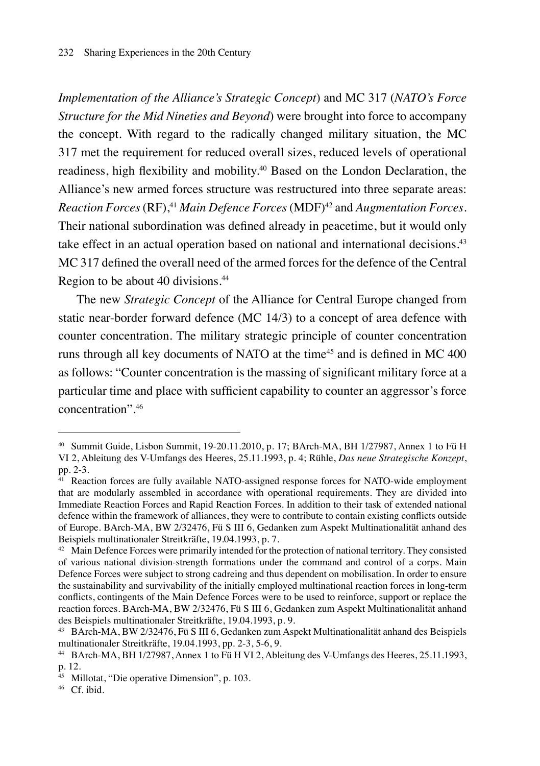*Implementation of the Alliance's Strategic Concept*) and MC 317 (*NATO's Force Structure for the Mid Nineties and Beyond*) were brought into force to accompany the concept. With regard to the radically changed military situation, the MC 317 met the requirement for reduced overall sizes, reduced levels of operational readiness, high flexibility and mobility.[40] Based on the London Declaration, the Alliance's new armed forces structure was restructured into three separate areas: *Reaction Forces* (RF),[41] *Main Defence Forces* (MDF)[42] and *Augmentation Forces*. Their national subordination was defined already in peacetime, but it would only take effect in an actual operation based on national and international decisions.[43] MC 317 defined the overall need of the armed forces for the defence of the Central Region to be about 40 divisions.[44]

The new *Strategic Concept* of the Alliance for Central Europe changed from static near-border forward defence (MC 14/3) to a concept of area defence with counter concentration. The military strategic principle of counter concentration runs through all key documents of NATO at the time[45] and is defined in MC 400 as follows: "Counter concentration is the massing of significant military force at a particular time and place with sufficient capability to counter an aggressor's force concentration".[46]

---

[40] Summit Guide, Lisbon Summit, 19-20.11.2010, p. 17; BArch-MA, BH 1/27987, Annex 1 to Fü H VI 2, Ableitung des V-Umfangs des Heeres, 25.11.1993, p. 4; Rühle, *Das neue Strategische Konzept*, pp. 2-3.

[41] Reaction forces are fully available NATO-assigned response forces for NATO-wide employment that are modularly assembled in accordance with operational requirements. They are divided into Immediate Reaction Forces and Rapid Reaction Forces. In addition to their task of extended national defence within the framework of alliances, they were to contribute to contain existing conflicts outside of Europe. BArch-MA, BW 2/32476, Fü S III 6, Gedanken zum Aspekt Multinationalität anhand des Beispiels multinationaler Streitkräfte, 19.04.1993, p. 7.

[42] Main Defence Forces were primarily intended for the protection of national territory. They consisted of various national division-strength formations under the command and control of a corps. Main Defence Forces were subject to strong cadreing and thus dependent on mobilisation. In order to ensure the sustainability and survivability of the initially employed multinational reaction forces in long-term conflicts, contingents of the Main Defence Forces were to be used to reinforce, support or replace the reaction forces. BArch-MA, BW 2/32476, Fü S III 6, Gedanken zum Aspekt Multinationalität anhand des Beispiels multinationaler Streitkräfte, 19.04.1993, p. 9.

[43] BArch-MA, BW 2/32476, Fü S III 6, Gedanken zum Aspekt Multinationalität anhand des Beispiels multinationaler Streitkräfte, 19.04.1993, pp. 2-3, 5-6, 9.

[44] BArch-MA, BH 1/27987, Annex 1 to Fü H VI 2, Ableitung des V-Umfangs des Heeres, 25.11.1993, p. 12.

[45] Millotat, "Die operative Dimension", p. 103.

[46] Cf. ibid.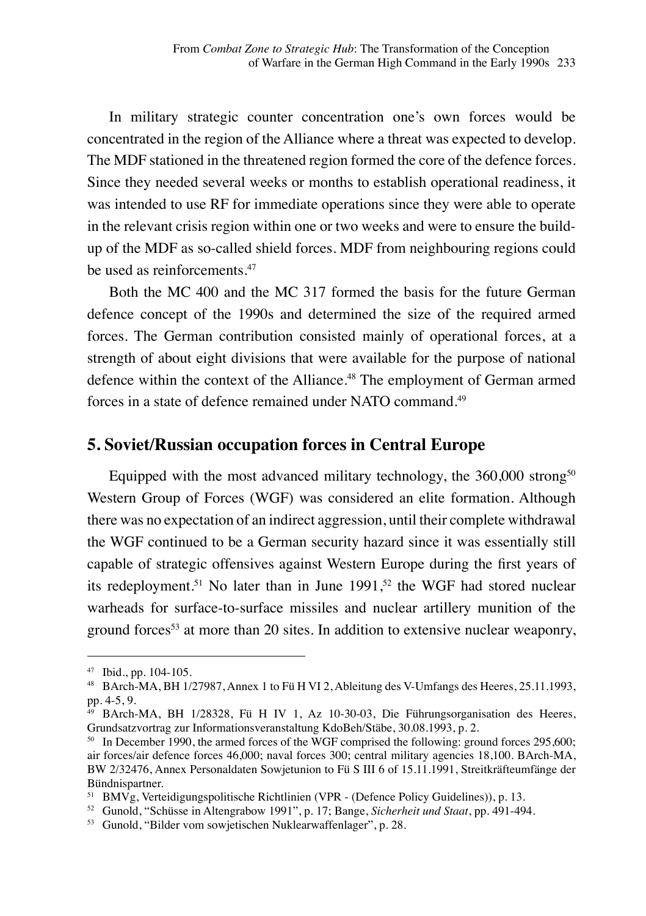In military strategic counter concentration one's own forces would be concentrated in the region of the Alliance where a threat was expected to develop. The MDF stationed in the threatened region formed the core of the defence forces. Since they needed several weeks or months to establish operational readiness, it was intended to use RF for immediate operations since they were able to operate in the relevant crisis region within one or two weeks and were to ensure the build-up of the MDF as so-called shield forces. MDF from neighbouring regions could be used as reinforcements.[47]

Both the MC 400 and the MC 317 formed the basis for the future German defence concept of the 1990s and determined the size of the required armed forces. The German contribution consisted mainly of operational forces, at a strength of about eight divisions that were available for the purpose of national defence within the context of the Alliance.[48] The employment of German armed forces in a state of defence remained under NATO command.[49]

## 5. Soviet/Russian occupation forces in Central Europe

Equipped with the most advanced military technology, the 360,000 strong[50] Western Group of Forces (WGF) was considered an elite formation. Although there was no expectation of an indirect aggression, until their complete withdrawal the WGF continued to be a German security hazard since it was essentially still capable of strategic offensives against Western Europe during the first years of its redeployment.[51] No later than in June 1991,[52] the WGF had stored nuclear warheads for surface-to-surface missiles and nuclear artillery munition of the ground forces[53] at more than 20 sites. In addition to extensive nuclear weaponry,

---

[47] Ibid., pp. 104-105.

[48] BArch-MA, BH 1/27987, Annex 1 to Fü H VI 2, Ableitung des V-Umfangs des Heeres, 25.11.1993, pp. 4-5, 9.

[49] BArch-MA, BH 1/28328, Fü H IV 1, Az 10-30-03, Die Führungsorganisation des Heeres, Grundsatzvortrag zur Informationsveranstaltung KdoBeh/Stäbe, 30.08.1993, p. 2.

[50] In December 1990, the armed forces of the WGF comprised the following: ground forces 295,600; air forces/air defence forces 46,000; naval forces 300; central military agencies 18,100. BArch-MA, BW 2/32476, Annex Personaldaten Sowjetunion to Fü S III 6 of 15.11.1991, Streitkräfteumfänge der Bündnispartner.

[51] BMVg, Verteidigungspolitische Richtlinien (VPR - (Defence Policy Guidelines)), p. 13.

[52] Gunold, "Schüsse in Altengrabow 1991", p. 17; Bange, *Sicherheit und Staat*, pp. 491-494.

[53] Gunold, "Bilder vom sowjetischen Nuklearwaffenlager", p. 28.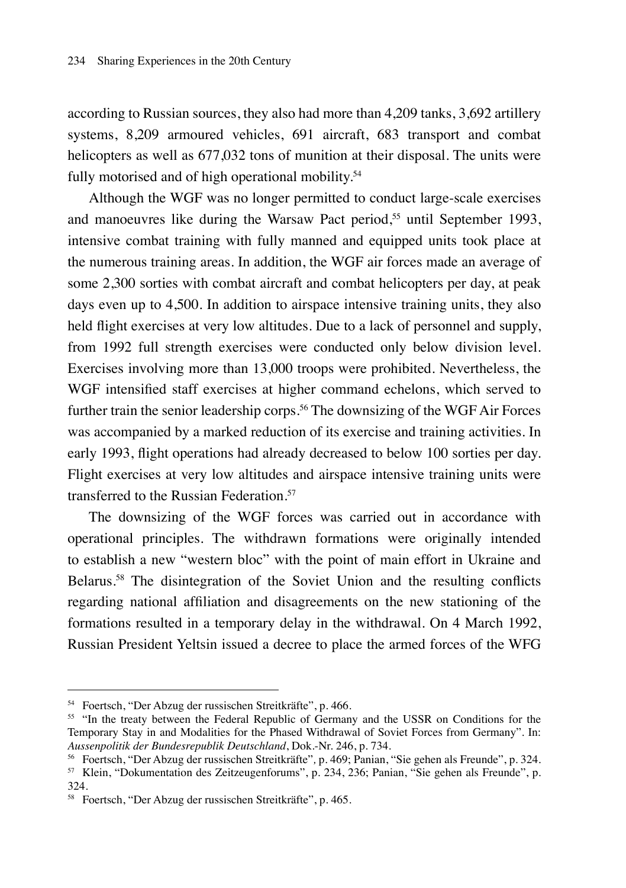according to Russian sources, they also had more than 4,209 tanks, 3,692 artillery systems, 8,209 armoured vehicles, 691 aircraft, 683 transport and combat helicopters as well as 677,032 tons of munition at their disposal. The units were fully motorised and of high operational mobility.[54]

Although the WGF was no longer permitted to conduct large-scale exercises and manoeuvres like during the Warsaw Pact period,[55] until September 1993, intensive combat training with fully manned and equipped units took place at the numerous training areas. In addition, the WGF air forces made an average of some 2,300 sorties with combat aircraft and combat helicopters per day, at peak days even up to 4,500. In addition to airspace intensive training units, they also held flight exercises at very low altitudes. Due to a lack of personnel and supply, from 1992 full strength exercises were conducted only below division level. Exercises involving more than 13,000 troops were prohibited. Nevertheless, the WGF intensified staff exercises at higher command echelons, which served to further train the senior leadership corps.[56] The downsizing of the WGF Air Forces was accompanied by a marked reduction of its exercise and training activities. In early 1993, flight operations had already decreased to below 100 sorties per day. Flight exercises at very low altitudes and airspace intensive training units were transferred to the Russian Federation.[57]

The downsizing of the WGF forces was carried out in accordance with operational principles. The withdrawn formations were originally intended to establish a new "western bloc" with the point of main effort in Ukraine and Belarus.[58] The disintegration of the Soviet Union and the resulting conflicts regarding national affiliation and disagreements on the new stationing of the formations resulted in a temporary delay in the withdrawal. On 4 March 1992, Russian President Yeltsin issued a decree to place the armed forces of the WFG

---

[54] Foertsch, "Der Abzug der russischen Streitkräfte", p. 466.

[55] "In the treaty between the Federal Republic of Germany and the USSR on Conditions for the Temporary Stay in and Modalities for the Phased Withdrawal of Soviet Forces from Germany". In: *Aussenpolitik der Bundesrepublik Deutschland*, Dok.-Nr. 246, p. 734.

[56] Foertsch, "Der Abzug der russischen Streitkräfte", p. 469; Panian, "Sie gehen als Freunde", p. 324.

[57] Klein, "Dokumentation des Zeitzeugenforums", p. 234, 236; Panian, "Sie gehen als Freunde", p. 324.

[58] Foertsch, "Der Abzug der russischen Streitkräfte", p. 465.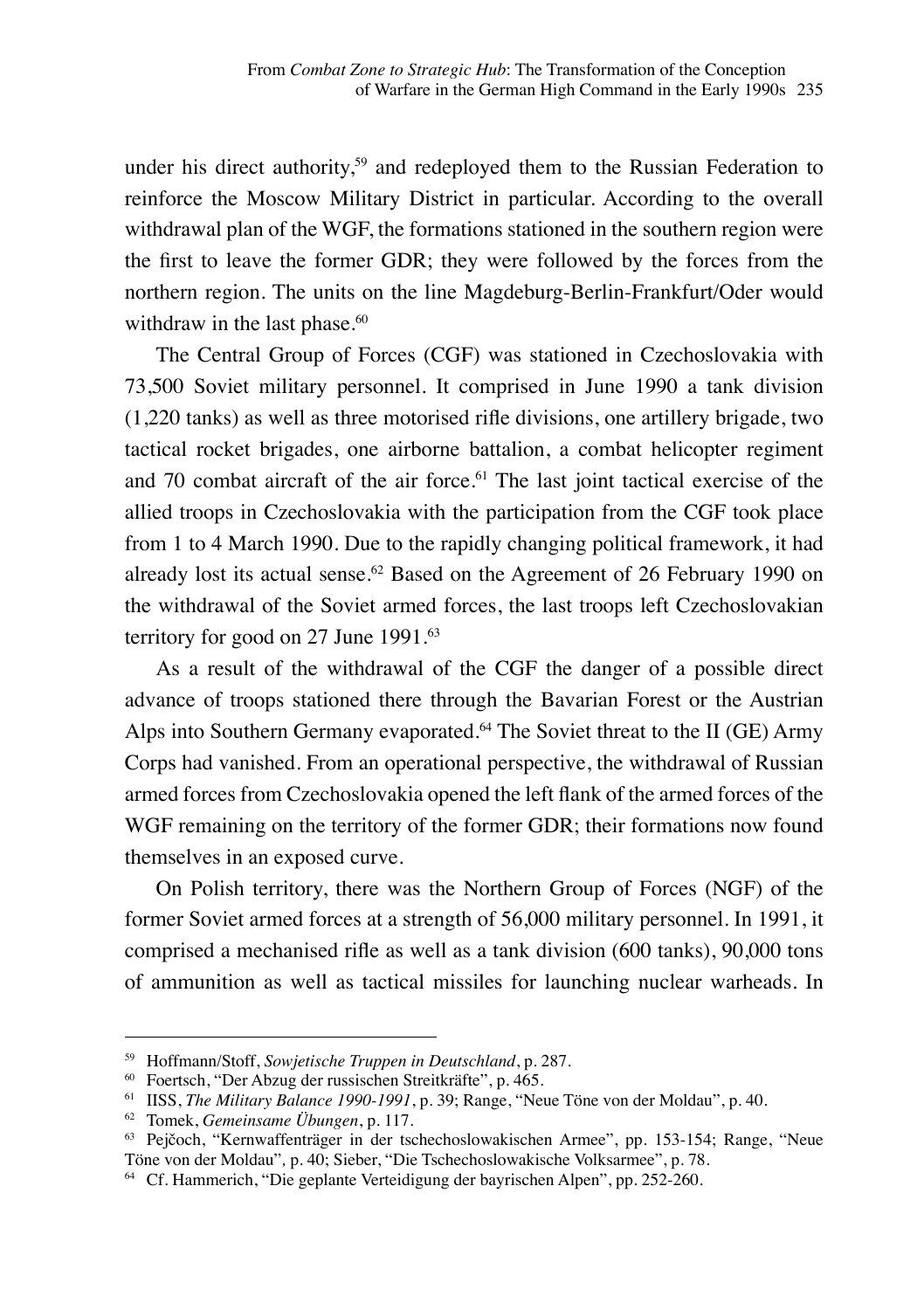under his direct authority,[59] and redeployed them to the Russian Federation to reinforce the Moscow Military District in particular. According to the overall withdrawal plan of the WGF, the formations stationed in the southern region were the first to leave the former GDR; they were followed by the forces from the northern region. The units on the line Magdeburg-Berlin-Frankfurt/Oder would withdraw in the last phase.[60]

The Central Group of Forces (CGF) was stationed in Czechoslovakia with 73,500 Soviet military personnel. It comprised in June 1990 a tank division (1,220 tanks) as well as three motorised rifle divisions, one artillery brigade, two tactical rocket brigades, one airborne battalion, a combat helicopter regiment and 70 combat aircraft of the air force.[61] The last joint tactical exercise of the allied troops in Czechoslovakia with the participation from the CGF took place from 1 to 4 March 1990. Due to the rapidly changing political framework, it had already lost its actual sense.[62] Based on the Agreement of 26 February 1990 on the withdrawal of the Soviet armed forces, the last troops left Czechoslovakian territory for good on 27 June 1991.[63]

As a result of the withdrawal of the CGF the danger of a possible direct advance of troops stationed there through the Bavarian Forest or the Austrian Alps into Southern Germany evaporated.[64] The Soviet threat to the II (GE) Army Corps had vanished. From an operational perspective, the withdrawal of Russian armed forces from Czechoslovakia opened the left flank of the armed forces of the WGF remaining on the territory of the former GDR; their formations now found themselves in an exposed curve.

On Polish territory, there was the Northern Group of Forces (NGF) of the former Soviet armed forces at a strength of 56,000 military personnel. In 1991, it comprised a mechanised rifle as well as a tank division (600 tanks), 90,000 tons of ammunition as well as tactical missiles for launching nuclear warheads. In

---

[59] Hoffmann/Stoff, *Sowjetische Truppen in Deutschland*, p. 287.

[60] Foertsch, "Der Abzug der russischen Streitkräfte", p. 465.

[61] IISS, *The Military Balance 1990-1991*, p. 39; Range, "Neue Töne von der Moldau", p. 40.

[62] Tomek, *Gemeinsame Übungen*, p. 117.

[63] Pejčoch, "Kernwaffenträger in der tschechoslowakischen Armee", pp. 153-154; Range, "Neue Töne von der Moldau", p. 40; Sieber, "Die Tschechoslowakische Volksarmee", p. 78.

[64] Cf. Hammerich, "Die geplante Verteidigung der bayrischen Alpen", pp. 252-260.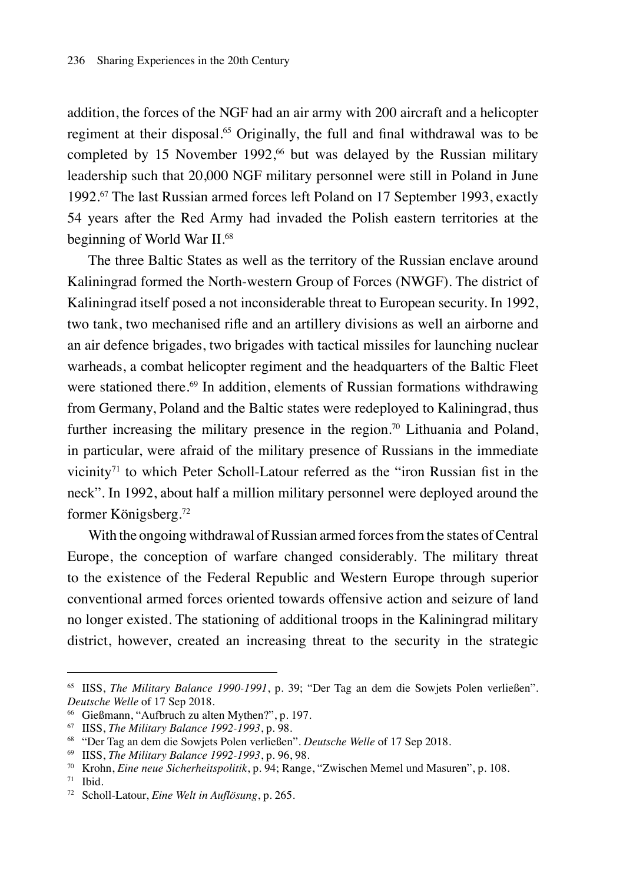addition, the forces of the NGF had an air army with 200 aircraft and a helicopter regiment at their disposal.[65] Originally, the full and final withdrawal was to be completed by 15 November 1992,[66] but was delayed by the Russian military leadership such that 20,000 NGF military personnel were still in Poland in June 1992.[67] The last Russian armed forces left Poland on 17 September 1993, exactly 54 years after the Red Army had invaded the Polish eastern territories at the beginning of World War II.[68]

The three Baltic States as well as the territory of the Russian enclave around Kaliningrad formed the North-western Group of Forces (NWGF). The district of Kaliningrad itself posed a not inconsiderable threat to European security. In 1992, two tank, two mechanised rifle and an artillery divisions as well an airborne and an air defence brigades, two brigades with tactical missiles for launching nuclear warheads, a combat helicopter regiment and the headquarters of the Baltic Fleet were stationed there.[69] In addition, elements of Russian formations withdrawing from Germany, Poland and the Baltic states were redeployed to Kaliningrad, thus further increasing the military presence in the region.[70] Lithuania and Poland, in particular, were afraid of the military presence of Russians in the immediate vicinity[71] to which Peter Scholl-Latour referred as the "iron Russian fist in the neck". In 1992, about half a million military personnel were deployed around the former Königsberg.[72]

With the ongoing withdrawal of Russian armed forces from the states of Central Europe, the conception of warfare changed considerably. The military threat to the existence of the Federal Republic and Western Europe through superior conventional armed forces oriented towards offensive action and seizure of land no longer existed. The stationing of additional troops in the Kaliningrad military district, however, created an increasing threat to the security in the strategic

---

[65] IISS, *The Military Balance 1990-1991*, p. 39; "Der Tag an dem die Sowjets Polen verließen". *Deutsche Welle* of 17 Sep 2018.

[66] Gießmann, "Aufbruch zu alten Mythen?", p. 197.

[67] IISS, *The Military Balance 1992-1993*, p. 98.

[68] "Der Tag an dem die Sowjets Polen verließen". *Deutsche Welle* of 17 Sep 2018.

[69] IISS, *The Military Balance 1992-1993*, p. 96, 98.

[70] Krohn, *Eine neue Sicherheitspolitik*, p. 94; Range, "Zwischen Memel und Masuren", p. 108.

[71] Ibid.

[72] Scholl-Latour, *Eine Welt in Auflösung*, p. 265.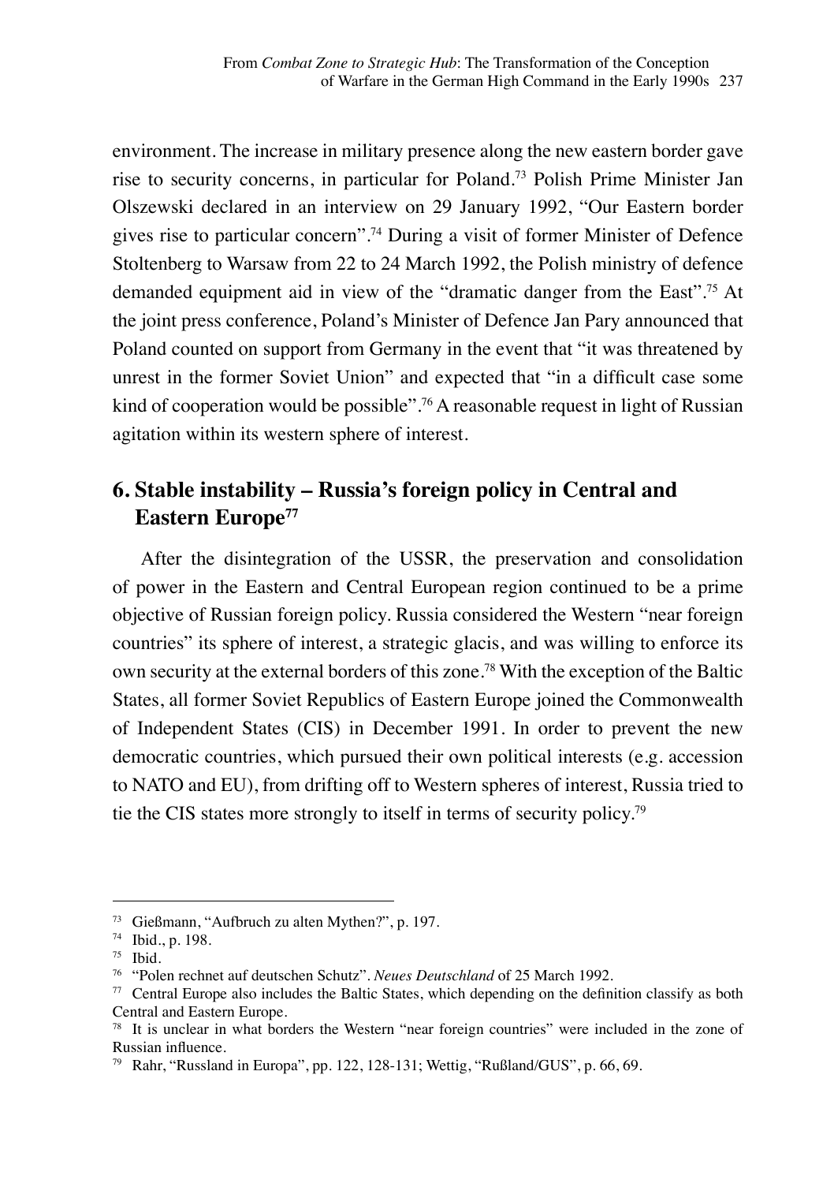environment. The increase in military presence along the new eastern border gave rise to security concerns, in particular for Poland.[73] Polish Prime Minister Jan Olszewski declared in an interview on 29 January 1992, "Our Eastern border gives rise to particular concern".[74] During a visit of former Minister of Defence Stoltenberg to Warsaw from 22 to 24 March 1992, the Polish ministry of defence demanded equipment aid in view of the "dramatic danger from the East".[75] At the joint press conference, Poland's Minister of Defence Jan Pary announced that Poland counted on support from Germany in the event that "it was threatened by unrest in the former Soviet Union" and expected that "in a difficult case some kind of cooperation would be possible".[76] A reasonable request in light of Russian agitation within its western sphere of interest.

## 6. Stable instability – Russia's foreign policy in Central and Eastern Europe[77]

After the disintegration of the USSR, the preservation and consolidation of power in the Eastern and Central European region continued to be a prime objective of Russian foreign policy. Russia considered the Western "near foreign countries" its sphere of interest, a strategic glacis, and was willing to enforce its own security at the external borders of this zone.[78] With the exception of the Baltic States, all former Soviet Republics of Eastern Europe joined the Commonwealth of Independent States (CIS) in December 1991. In order to prevent the new democratic countries, which pursued their own political interests (e.g. accession to NATO and EU), from drifting off to Western spheres of interest, Russia tried to tie the CIS states more strongly to itself in terms of security policy.[79]

---

[73] Gießmann, "Aufbruch zu alten Mythen?", p. 197.

[74] Ibid., p. 198.

[75] Ibid.

[76] "Polen rechnet auf deutschen Schutz". *Neues Deutschland* of 25 March 1992.

[77] Central Europe also includes the Baltic States, which depending on the definition classify as both Central and Eastern Europe.

[78] It is unclear in what borders the Western "near foreign countries" were included in the zone of Russian influence.

[79] Rahr, "Russland in Europa", pp. 122, 128-131; Wettig, "Rußland/GUS", p. 66, 69.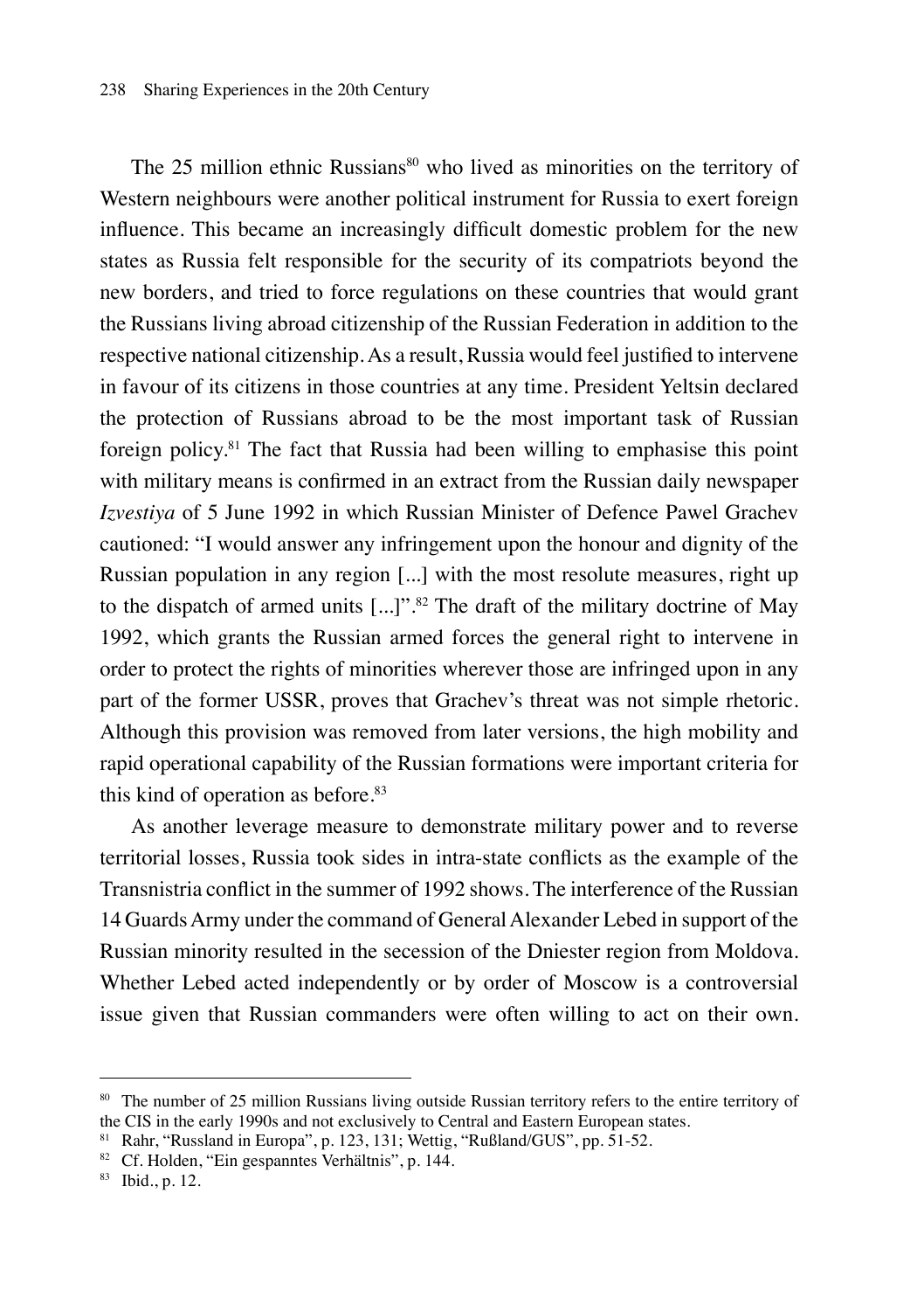The 25 million ethnic Russians[80] who lived as minorities on the territory of Western neighbours were another political instrument for Russia to exert foreign influence. This became an increasingly difficult domestic problem for the new states as Russia felt responsible for the security of its compatriots beyond the new borders, and tried to force regulations on these countries that would grant the Russians living abroad citizenship of the Russian Federation in addition to the respective national citizenship. As a result, Russia would feel justified to intervene in favour of its citizens in those countries at any time. President Yeltsin declared the protection of Russians abroad to be the most important task of Russian foreign policy.[81] The fact that Russia had been willing to emphasise this point with military means is confirmed in an extract from the Russian daily newspaper *Izvestiya* of 5 June 1992 in which Russian Minister of Defence Pawel Grachev cautioned: "I would answer any infringement upon the honour and dignity of the Russian population in any region [...] with the most resolute measures, right up to the dispatch of armed units [...]".[82] The draft of the military doctrine of May 1992, which grants the Russian armed forces the general right to intervene in order to protect the rights of minorities wherever those are infringed upon in any part of the former USSR, proves that Grachev's threat was not simple rhetoric. Although this provision was removed from later versions, the high mobility and rapid operational capability of the Russian formations were important criteria for this kind of operation as before.[83]

As another leverage measure to demonstrate military power and to reverse territorial losses, Russia took sides in intra-state conflicts as the example of the Transnistria conflict in the summer of 1992 shows. The interference of the Russian 14 Guards Army under the command of General Alexander Lebed in support of the Russian minority resulted in the secession of the Dniester region from Moldova. Whether Lebed acted independently or by order of Moscow is a controversial issue given that Russian commanders were often willing to act on their own.

---

[80] The number of 25 million Russians living outside Russian territory refers to the entire territory of the CIS in the early 1990s and not exclusively to Central and Eastern European states.

[81] Rahr, "Russland in Europa", p. 123, 131; Wettig, "Rußland/GUS", pp. 51-52.

[82] Cf. Holden, "Ein gespanntes Verhältnis", p. 144.

[83] Ibid., p. 12.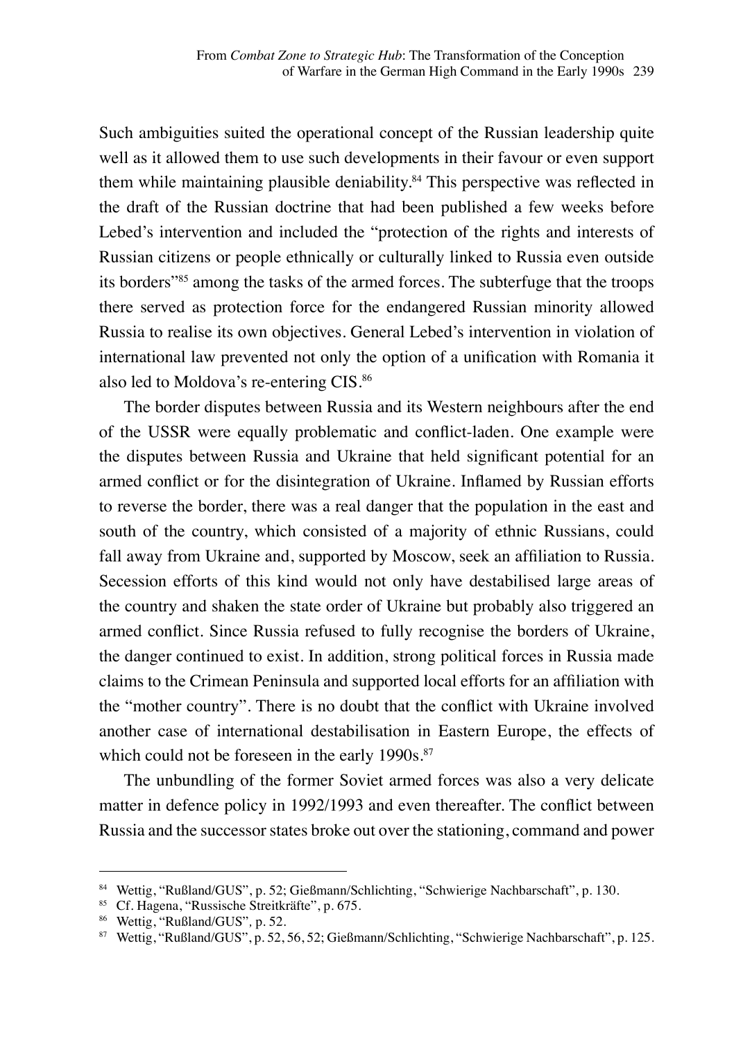Such ambiguities suited the operational concept of the Russian leadership quite well as it allowed them to use such developments in their favour or even support them while maintaining plausible deniability.[84] This perspective was reflected in the draft of the Russian doctrine that had been published a few weeks before Lebed's intervention and included the "protection of the rights and interests of Russian citizens or people ethnically or culturally linked to Russia even outside its borders"[85] among the tasks of the armed forces. The subterfuge that the troops there served as protection force for the endangered Russian minority allowed Russia to realise its own objectives. General Lebed's intervention in violation of international law prevented not only the option of a unification with Romania it also led to Moldova's re-entering CIS.[86]

The border disputes between Russia and its Western neighbours after the end of the USSR were equally problematic and conflict-laden. One example were the disputes between Russia and Ukraine that held significant potential for an armed conflict or for the disintegration of Ukraine. Inflamed by Russian efforts to reverse the border, there was a real danger that the population in the east and south of the country, which consisted of a majority of ethnic Russians, could fall away from Ukraine and, supported by Moscow, seek an affiliation to Russia. Secession efforts of this kind would not only have destabilised large areas of the country and shaken the state order of Ukraine but probably also triggered an armed conflict. Since Russia refused to fully recognise the borders of Ukraine, the danger continued to exist. In addition, strong political forces in Russia made claims to the Crimean Peninsula and supported local efforts for an affiliation with the "mother country". There is no doubt that the conflict with Ukraine involved another case of international destabilisation in Eastern Europe, the effects of which could not be foreseen in the early 1990s.[87]

The unbundling of the former Soviet armed forces was also a very delicate matter in defence policy in 1992/1993 and even thereafter. The conflict between Russia and the successor states broke out over the stationing, command and power

---

[84] Wettig, "Rußland/GUS", p. 52; Gießmann/Schlichting, "Schwierige Nachbarschaft", p. 130.

[85] Cf. Hagena, "Russische Streitkräfte", p. 675.

[86] Wettig, "Rußland/GUS", p. 52.

[87] Wettig, "Rußland/GUS", p. 52, 56, 52; Gießmann/Schlichting, "Schwierige Nachbarschaft", p. 125.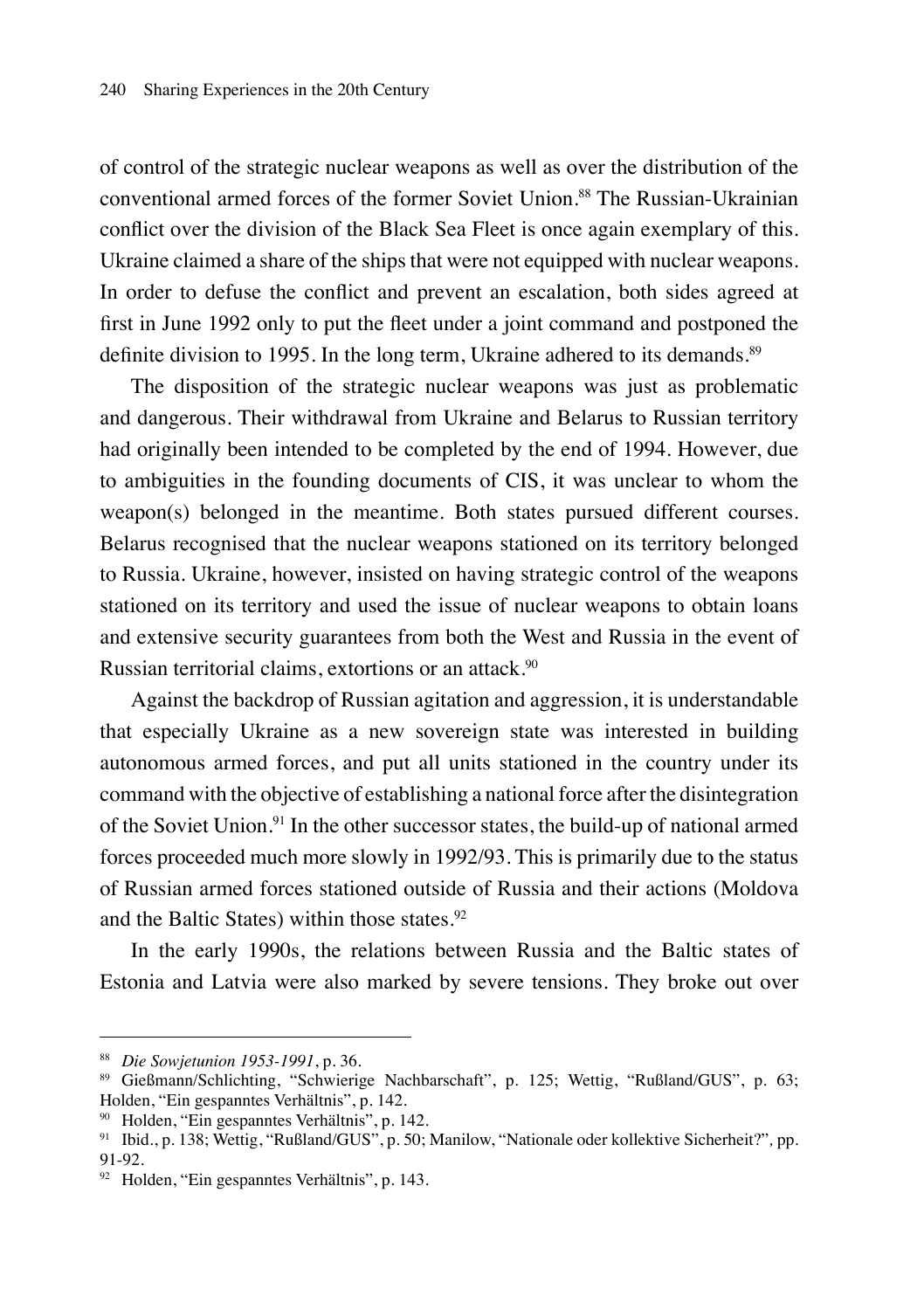of control of the strategic nuclear weapons as well as over the distribution of the conventional armed forces of the former Soviet Union.[88] The Russian-Ukrainian conflict over the division of the Black Sea Fleet is once again exemplary of this. Ukraine claimed a share of the ships that were not equipped with nuclear weapons. In order to defuse the conflict and prevent an escalation, both sides agreed at first in June 1992 only to put the fleet under a joint command and postponed the definite division to 1995. In the long term, Ukraine adhered to its demands.[89]

The disposition of the strategic nuclear weapons was just as problematic and dangerous. Their withdrawal from Ukraine and Belarus to Russian territory had originally been intended to be completed by the end of 1994. However, due to ambiguities in the founding documents of CIS, it was unclear to whom the weapon(s) belonged in the meantime. Both states pursued different courses. Belarus recognised that the nuclear weapons stationed on its territory belonged to Russia. Ukraine, however, insisted on having strategic control of the weapons stationed on its territory and used the issue of nuclear weapons to obtain loans and extensive security guarantees from both the West and Russia in the event of Russian territorial claims, extortions or an attack.[90]

Against the backdrop of Russian agitation and aggression, it is understandable that especially Ukraine as a new sovereign state was interested in building autonomous armed forces, and put all units stationed in the country under its command with the objective of establishing a national force after the disintegration of the Soviet Union.[91] In the other successor states, the build-up of national armed forces proceeded much more slowly in 1992/93. This is primarily due to the status of Russian armed forces stationed outside of Russia and their actions (Moldova and the Baltic States) within those states.[92]

In the early 1990s, the relations between Russia and the Baltic states of Estonia and Latvia were also marked by severe tensions. They broke out over

---

[88] *Die Sowjetunion 1953-1991*, p. 36.

[89] Gießmann/Schlichting, "Schwierige Nachbarschaft", p. 125; Wettig, "Rußland/GUS", p. 63; Holden, "Ein gespanntes Verhältnis", p. 142.

[90] Holden, "Ein gespanntes Verhältnis", p. 142.

[91] Ibid., p. 138; Wettig, "Rußland/GUS", p. 50; Manilow, "Nationale oder kollektive Sicherheit?", pp. 91-92.

[92] Holden, "Ein gespanntes Verhältnis", p. 143.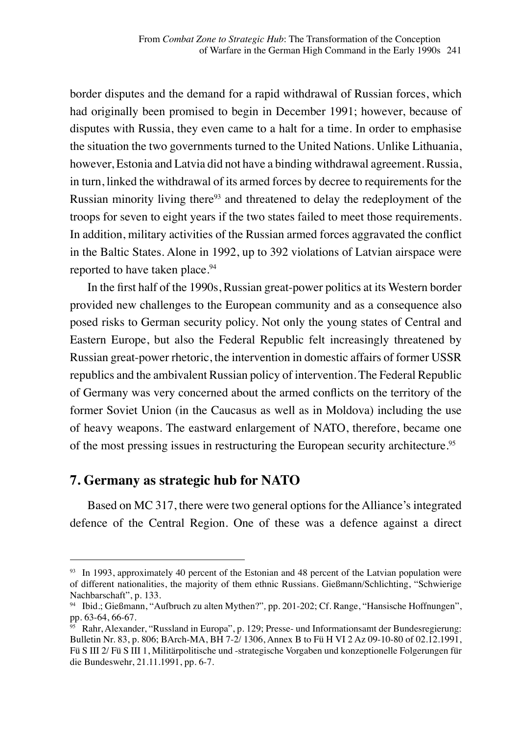border disputes and the demand for a rapid withdrawal of Russian forces, which had originally been promised to begin in December 1991; however, because of disputes with Russia, they even came to a halt for a time. In order to emphasise the situation the two governments turned to the United Nations. Unlike Lithuania, however, Estonia and Latvia did not have a binding withdrawal agreement. Russia, in turn, linked the withdrawal of its armed forces by decree to requirements for the Russian minority living there[93] and threatened to delay the redeployment of the troops for seven to eight years if the two states failed to meet those requirements. In addition, military activities of the Russian armed forces aggravated the conflict in the Baltic States. Alone in 1992, up to 392 violations of Latvian airspace were reported to have taken place.[94]

In the first half of the 1990s, Russian great-power politics at its Western border provided new challenges to the European community and as a consequence also posed risks to German security policy. Not only the young states of Central and Eastern Europe, but also the Federal Republic felt increasingly threatened by Russian great-power rhetoric, the intervention in domestic affairs of former USSR republics and the ambivalent Russian policy of intervention. The Federal Republic of Germany was very concerned about the armed conflicts on the territory of the former Soviet Union (in the Caucasus as well as in Moldova) including the use of heavy weapons. The eastward enlargement of NATO, therefore, became one of the most pressing issues in restructuring the European security architecture.[95]

## 7. Germany as strategic hub for NATO

Based on MC 317, there were two general options for the Alliance's integrated defence of the Central Region. One of these was a defence against a direct

---

[93] In 1993, approximately 40 percent of the Estonian and 48 percent of the Latvian population were of different nationalities, the majority of them ethnic Russians. Gießmann/Schlichting, "Schwierige Nachbarschaft", p. 133.

[94] Ibid.; Gießmann, "Aufbruch zu alten Mythen?", pp. 201-202; Cf. Range, "Hansische Hoffnungen", pp. 63-64, 66-67.

[95] Rahr, Alexander, "Russland in Europa", p. 129; Presse- und Informationsamt der Bundesregierung: Bulletin Nr. 83, p. 806; BArch-MA, BH 7-2/ 1306, Annex B to Fü H VI 2 Az 09-10-80 of 02.12.1991, Fü S III 2/ Fü S III 1, Militärpolitische und -strategische Vorgaben und konzeptionelle Folgerungen für die Bundeswehr, 21.11.1991, pp. 6-7.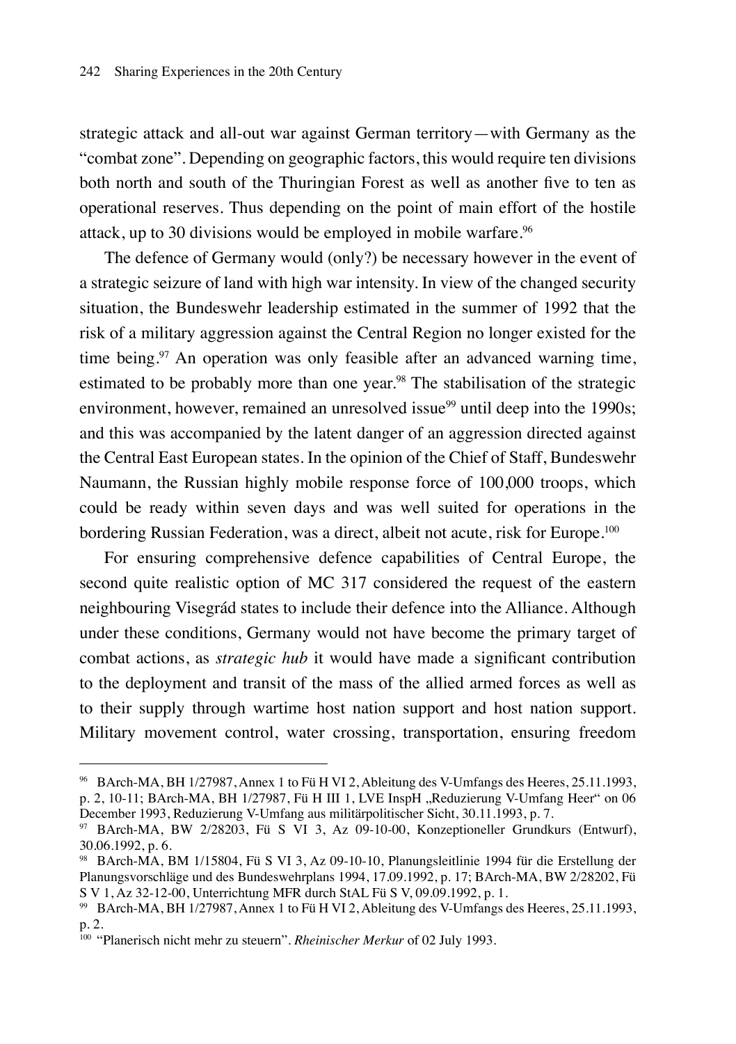strategic attack and all-out war against German territory—with Germany as the "combat zone". Depending on geographic factors, this would require ten divisions both north and south of the Thuringian Forest as well as another five to ten as operational reserves. Thus depending on the point of main effort of the hostile attack, up to 30 divisions would be employed in mobile warfare.[96]

The defence of Germany would (only?) be necessary however in the event of a strategic seizure of land with high war intensity. In view of the changed security situation, the Bundeswehr leadership estimated in the summer of 1992 that the risk of a military aggression against the Central Region no longer existed for the time being.[97] An operation was only feasible after an advanced warning time, estimated to be probably more than one year.[98] The stabilisation of the strategic environment, however, remained an unresolved issue[99] until deep into the 1990s; and this was accompanied by the latent danger of an aggression directed against the Central East European states. In the opinion of the Chief of Staff, Bundeswehr Naumann, the Russian highly mobile response force of 100,000 troops, which could be ready within seven days and was well suited for operations in the bordering Russian Federation, was a direct, albeit not acute, risk for Europe.[100]

For ensuring comprehensive defence capabilities of Central Europe, the second quite realistic option of MC 317 considered the request of the eastern neighbouring Visegrád states to include their defence into the Alliance. Although under these conditions, Germany would not have become the primary target of combat actions, as *strategic hub* it would have made a significant contribution to the deployment and transit of the mass of the allied armed forces as well as to their supply through wartime host nation support and host nation support. Military movement control, water crossing, transportation, ensuring freedom

---

[96] BArch-MA, BH 1/27987, Annex 1 to Fü H VI 2, Ableitung des V-Umfangs des Heeres, 25.11.1993, p. 2, 10-11; BArch-MA, BH 1/27987, Fü H III 1, LVE InspH „Reduzierung V-Umfang Heer" on 06 December 1993, Reduzierung V-Umfang aus militärpolitischer Sicht, 30.11.1993, p. 7.

[97] BArch-MA, BW 2/28203, Fü S VI 3, Az 09-10-00, Konzeptioneller Grundkurs (Entwurf), 30.06.1992, p. 6.

[98] BArch-MA, BM 1/15804, Fü S VI 3, Az 09-10-10, Planungsleitlinie 1994 für die Erstellung der Planungsvorschläge und des Bundeswehrplans 1994, 17.09.1992, p. 17; BArch-MA, BW 2/28202, Fü S V 1, Az 32-12-00, Unterrichtung MFR durch StAL Fü S V, 09.09.1992, p. 1.

[99] BArch-MA, BH 1/27987, Annex 1 to Fü H VI 2, Ableitung des V-Umfangs des Heeres, 25.11.1993, p. 2.

[100] "Planerisch nicht mehr zu steuern". *Rheinischer Merkur* of 02 July 1993.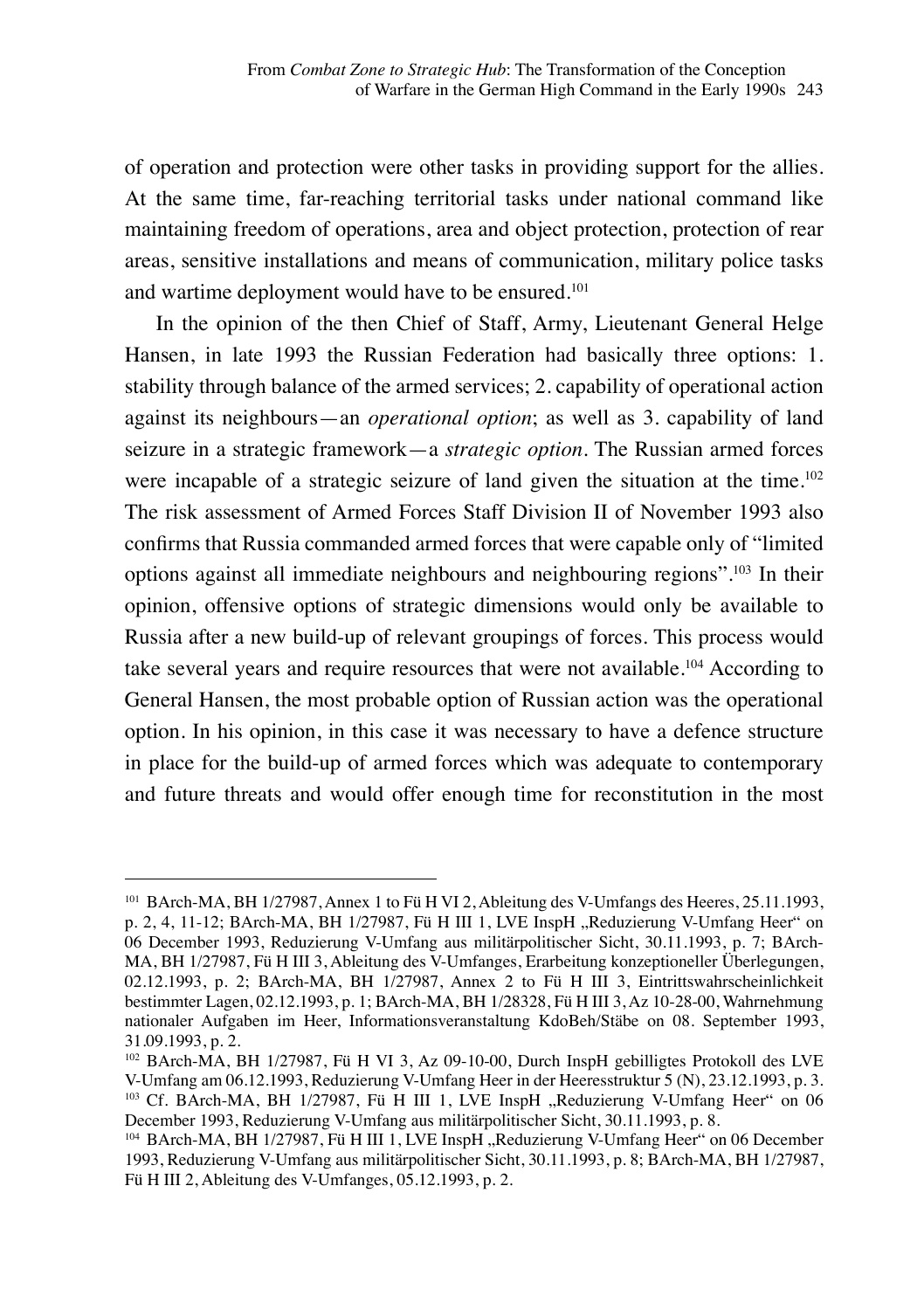of operation and protection were other tasks in providing support for the allies. At the same time, far-reaching territorial tasks under national command like maintaining freedom of operations, area and object protection, protection of rear areas, sensitive installations and means of communication, military police tasks and wartime deployment would have to be ensured.[101]

In the opinion of the then Chief of Staff, Army, Lieutenant General Helge Hansen, in late 1993 the Russian Federation had basically three options: 1. stability through balance of the armed services; 2. capability of operational action against its neighbours—an *operational option*; as well as 3. capability of land seizure in a strategic framework—a *strategic option*. The Russian armed forces were incapable of a strategic seizure of land given the situation at the time.[102] The risk assessment of Armed Forces Staff Division II of November 1993 also confirms that Russia commanded armed forces that were capable only of "limited options against all immediate neighbours and neighbouring regions".[103] In their opinion, offensive options of strategic dimensions would only be available to Russia after a new build-up of relevant groupings of forces. This process would take several years and require resources that were not available.[104] According to General Hansen, the most probable option of Russian action was the operational option. In his opinion, in this case it was necessary to have a defence structure in place for the build-up of armed forces which was adequate to contemporary and future threats and would offer enough time for reconstitution in the most

---

[101] BArch-MA, BH 1/27987, Annex 1 to Fü H VI 2, Ableitung des V-Umfangs des Heeres, 25.11.1993, p. 2, 4, 11-12; BArch-MA, BH 1/27987, Fü H III 1, LVE InspH „Reduzierung V-Umfang Heer" on 06 December 1993, Reduzierung V-Umfang aus militärpolitischer Sicht, 30.11.1993, p. 7; BArch-MA, BH 1/27987, Fü H III 3, Ableitung des V-Umfanges, Erarbeitung konzeptioneller Überlegungen, 02.12.1993, p. 2; BArch-MA, BH 1/27987, Annex 2 to Fü H III 3, Eintrittswahrscheinlichkeit bestimmter Lagen, 02.12.1993, p. 1; BArch-MA, BH 1/28328, Fü H III 3, Az 10-28-00, Wahrnehmung nationaler Aufgaben im Heer, Informationsveranstaltung KdoBeh/Stäbe on 08. September 1993, 31.09.1993, p. 2.

[102] BArch-MA, BH 1/27987, Fü H VI 3, Az 09-10-00, Durch InspH gebilligtes Protokoll des LVE V-Umfang am 06.12.1993, Reduzierung V-Umfang Heer in der Heeresstruktur 5 (N), 23.12.1993, p. 3.

[103] Cf. BArch-MA, BH 1/27987, Fü H III 1, LVE InspH „Reduzierung V-Umfang Heer" on 06 December 1993, Reduzierung V-Umfang aus militärpolitischer Sicht, 30.11.1993, p. 8.

[104] BArch-MA, BH 1/27987, Fü H III 1, LVE InspH „Reduzierung V-Umfang Heer" on 06 December 1993, Reduzierung V-Umfang aus militärpolitischer Sicht, 30.11.1993, p. 8; BArch-MA, BH 1/27987, Fü H III 2, Ableitung des V-Umfanges, 05.12.1993, p. 2.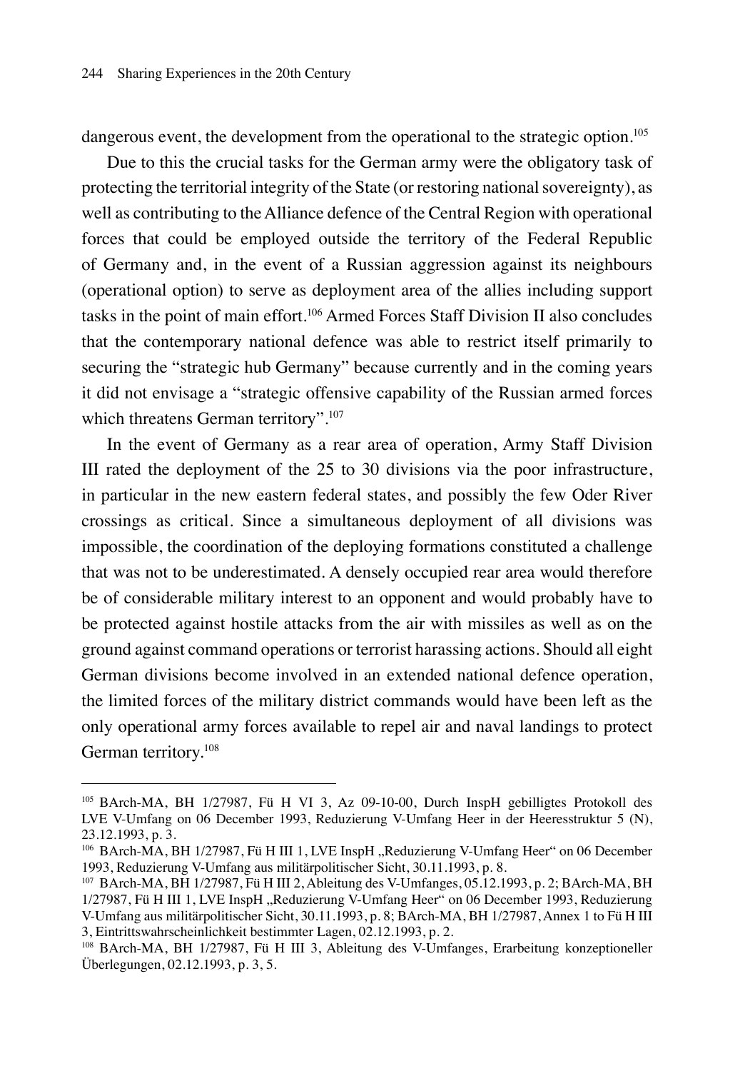dangerous event, the development from the operational to the strategic option.[105]

Due to this the crucial tasks for the German army were the obligatory task of protecting the territorial integrity of the State (or restoring national sovereignty), as well as contributing to the Alliance defence of the Central Region with operational forces that could be employed outside the territory of the Federal Republic of Germany and, in the event of a Russian aggression against its neighbours (operational option) to serve as deployment area of the allies including support tasks in the point of main effort.[106] Armed Forces Staff Division II also concludes that the contemporary national defence was able to restrict itself primarily to securing the "strategic hub Germany" because currently and in the coming years it did not envisage a "strategic offensive capability of the Russian armed forces which threatens German territory".[107]

In the event of Germany as a rear area of operation, Army Staff Division III rated the deployment of the 25 to 30 divisions via the poor infrastructure, in particular in the new eastern federal states, and possibly the few Oder River crossings as critical. Since a simultaneous deployment of all divisions was impossible, the coordination of the deploying formations constituted a challenge that was not to be underestimated. A densely occupied rear area would therefore be of considerable military interest to an opponent and would probably have to be protected against hostile attacks from the air with missiles as well as on the ground against command operations or terrorist harassing actions. Should all eight German divisions become involved in an extended national defence operation, the limited forces of the military district commands would have been left as the only operational army forces available to repel air and naval landings to protect German territory.[108]

---

[105] BArch-MA, BH 1/27987, Fü H VI 3, Az 09-10-00, Durch InspH gebilligtes Protokoll des LVE V-Umfang on 06 December 1993, Reduzierung V-Umfang Heer in der Heeresstruktur 5 (N), 23.12.1993, p. 3.

[106] BArch-MA, BH 1/27987, Fü H III 1, LVE InspH „Reduzierung V-Umfang Heer" on 06 December 1993, Reduzierung V-Umfang aus militärpolitischer Sicht, 30.11.1993, p. 8.

[107] BArch-MA, BH 1/27987, Fü H III 2, Ableitung des V-Umfanges, 05.12.1993, p. 2; BArch-MA, BH 1/27987, Fü H III 1, LVE InspH „Reduzierung V-Umfang Heer" on 06 December 1993, Reduzierung V-Umfang aus militärpolitischer Sicht, 30.11.1993, p. 8; BArch-MA, BH 1/27987, Annex 1 to Fü H III 3, Eintrittswahrscheinlichkeit bestimmter Lagen, 02.12.1993, p. 2.

[108] BArch-MA, BH 1/27987, Fü H III 3, Ableitung des V-Umfanges, Erarbeitung konzeptioneller Überlegungen, 02.12.1993, p. 3, 5.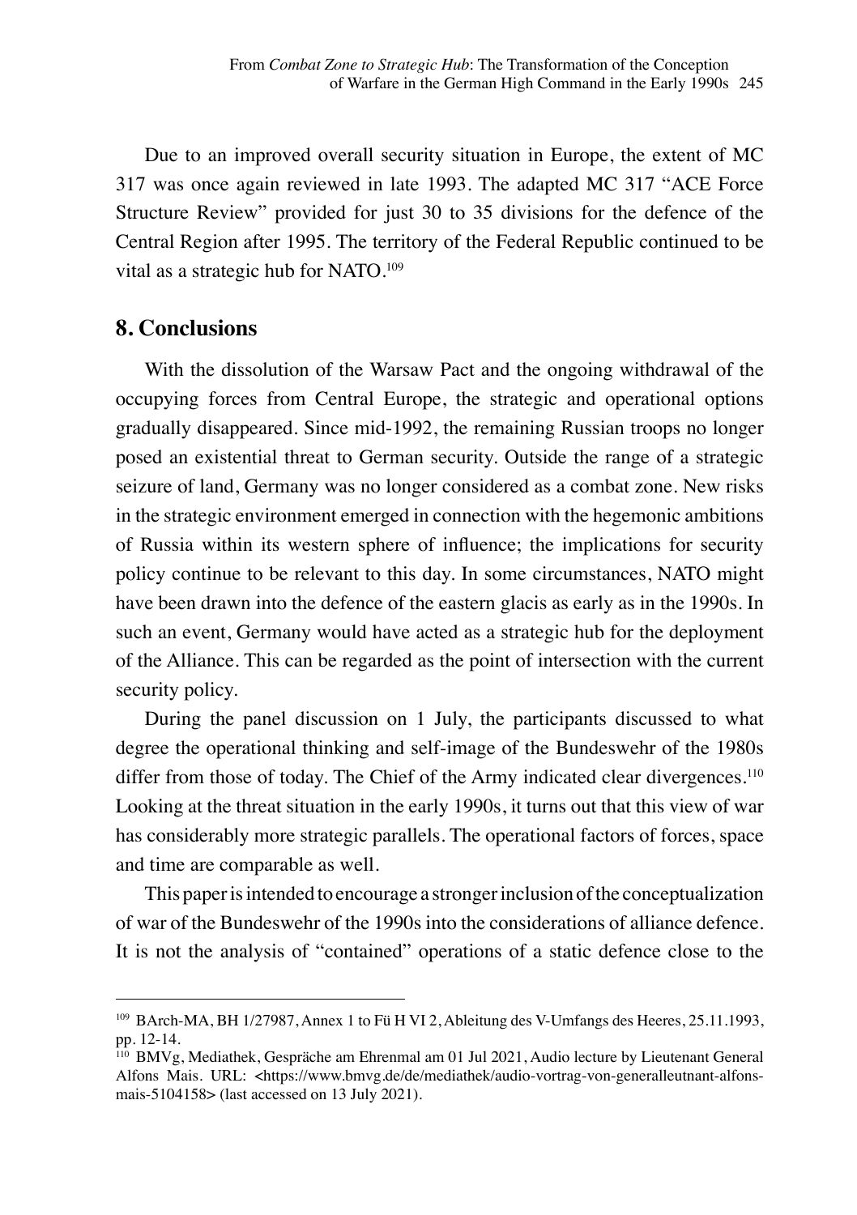Due to an improved overall security situation in Europe, the extent of MC 317 was once again reviewed in late 1993. The adapted MC 317 "ACE Force Structure Review" provided for just 30 to 35 divisions for the defence of the Central Region after 1995. The territory of the Federal Republic continued to be vital as a strategic hub for NATO.[109]

## 8. Conclusions

With the dissolution of the Warsaw Pact and the ongoing withdrawal of the occupying forces from Central Europe, the strategic and operational options gradually disappeared. Since mid-1992, the remaining Russian troops no longer posed an existential threat to German security. Outside the range of a strategic seizure of land, Germany was no longer considered as a combat zone. New risks in the strategic environment emerged in connection with the hegemonic ambitions of Russia within its western sphere of influence; the implications for security policy continue to be relevant to this day. In some circumstances, NATO might have been drawn into the defence of the eastern glacis as early as in the 1990s. In such an event, Germany would have acted as a strategic hub for the deployment of the Alliance. This can be regarded as the point of intersection with the current security policy.

During the panel discussion on 1 July, the participants discussed to what degree the operational thinking and self-image of the Bundeswehr of the 1980s differ from those of today. The Chief of the Army indicated clear divergences.[110] Looking at the threat situation in the early 1990s, it turns out that this view of war has considerably more strategic parallels. The operational factors of forces, space and time are comparable as well.

This paper is intended to encourage a stronger inclusion of the conceptualization of war of the Bundeswehr of the 1990s into the considerations of alliance defence. It is not the analysis of "contained" operations of a static defence close to the

---

[109] BArch-MA, BH 1/27987, Annex 1 to Fü H VI 2, Ableitung des V-Umfangs des Heeres, 25.11.1993, pp. 12-14.

[110] BMVg, Mediathek, Gespräche am Ehrenmal am 01 Jul 2021, Audio lecture by Lieutenant General Alfons Mais. URL: <https://www.bmvg.de/de/mediathek/audio-vortrag-von-generalleutnant-alfons-mais-5104158> (last accessed on 13 July 2021).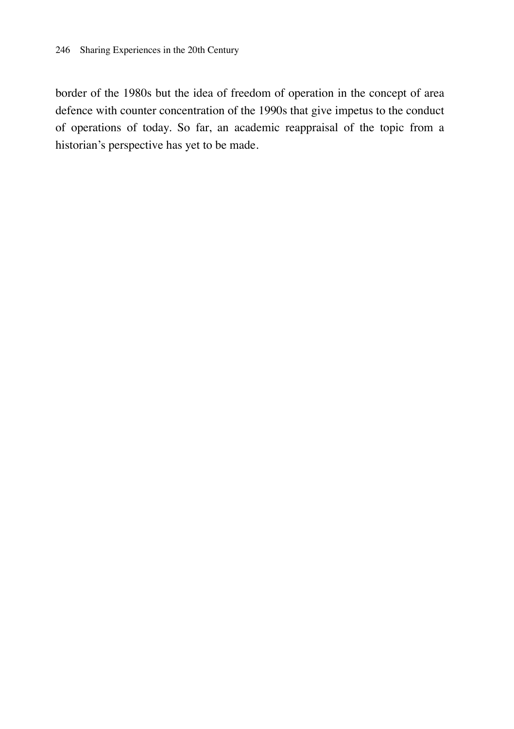border of the 1980s but the idea of freedom of operation in the concept of area defence with counter concentration of the 1990s that give impetus to the conduct of operations of today. So far, an academic reappraisal of the topic from a historian's perspective has yet to be made.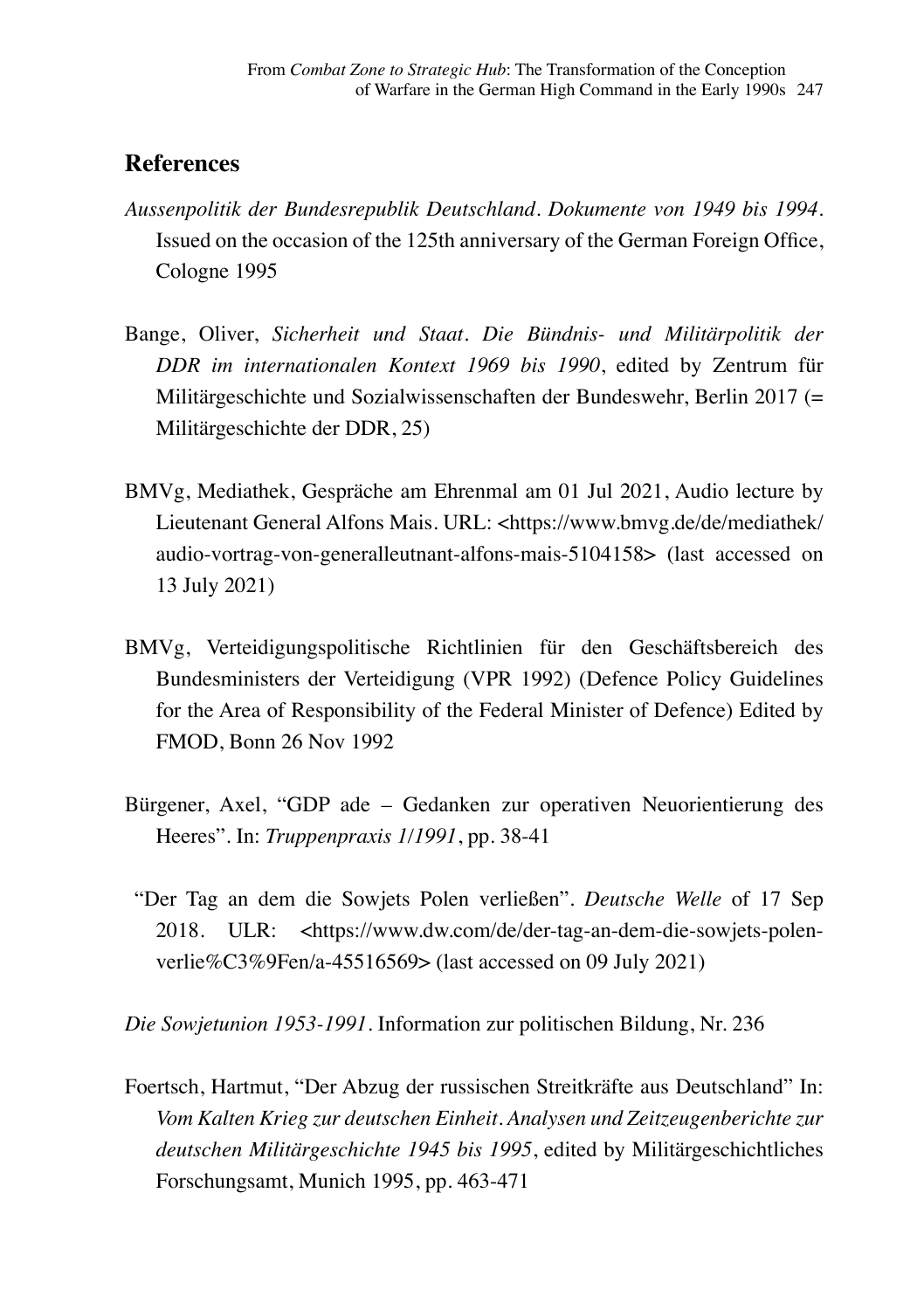## References

*Aussenpolitik der Bundesrepublik Deutschland. Dokumente von 1949 bis 1994.* Issued on the occasion of the 125th anniversary of the German Foreign Office, Cologne 1995

Bange, Oliver, *Sicherheit und Staat. Die Bündnis- und Militärpolitik der DDR im internationalen Kontext 1969 bis 1990*, edited by Zentrum für Militärgeschichte und Sozialwissenschaften der Bundeswehr, Berlin 2017 (= Militärgeschichte der DDR, 25)

BMVg, Mediathek, Gespräche am Ehrenmal am 01 Jul 2021, Audio lecture by Lieutenant General Alfons Mais. URL: <https://www.bmvg.de/de/mediathek/audio-vortrag-von-generalleutnant-alfons-mais-5104158> (last accessed on 13 July 2021)

BMVg, Verteidigungspolitische Richtlinien für den Geschäftsbereich des Bundesministers der Verteidigung (VPR 1992) (Defence Policy Guidelines for the Area of Responsibility of the Federal Minister of Defence) Edited by FMOD, Bonn 26 Nov 1992

Bürgener, Axel, "GDP ade – Gedanken zur operativen Neuorientierung des Heeres". In: *Truppenpraxis 1/1991*, pp. 38-41

"Der Tag an dem die Sowjets Polen verließen". *Deutsche Welle* of 17 Sep 2018. ULR: <https://www.dw.com/de/der-tag-an-dem-die-sowjets-polen-verlie%C3%9Fen/a-45516569> (last accessed on 09 July 2021)

*Die Sowjetunion 1953-1991*. Information zur politischen Bildung, Nr. 236

Foertsch, Hartmut, "Der Abzug der russischen Streitkräfte aus Deutschland" In: *Vom Kalten Krieg zur deutschen Einheit. Analysen und Zeitzeugenberichte zur deutschen Militärgeschichte 1945 bis 1995*, edited by Militärgeschichtliches Forschungsamt, Munich 1995, pp. 463-471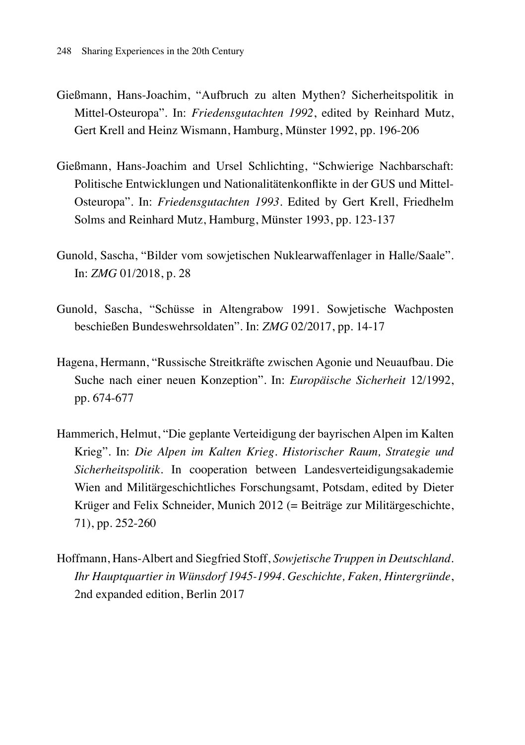Gießmann, Hans-Joachim, “Aufbruch zu alten Mythen? Sicherheitspolitik in Mittel-Osteuropa”. In: *Friedensgutachten 1992*, edited by Reinhard Mutz, Gert Krell and Heinz Wismann, Hamburg, Münster 1992, pp. 196-206

Gießmann, Hans-Joachim and Ursel Schlichting, “Schwierige Nachbarschaft: Politische Entwicklungen und Nationalitätenkonflikte in der GUS und Mittel-Osteuropa”. In: *Friedensgutachten 1993*. Edited by Gert Krell, Friedhelm Solms and Reinhard Mutz, Hamburg, Münster 1993, pp. 123-137

Gunold, Sascha, “Bilder vom sowjetischen Nuklearwaffenlager in Halle/Saale”. In: *ZMG* 01/2018, p. 28

Gunold, Sascha, “Schüsse in Altengrabow 1991. Sowjetische Wachposten beschießen Bundeswehrsoldaten”. In: *ZMG* 02/2017, pp. 14-17

Hagena, Hermann, “Russische Streitkräfte zwischen Agonie und Neuaufbau. Die Suche nach einer neuen Konzeption”. In: *Europäische Sicherheit* 12/1992, pp. 674-677

Hammerich, Helmut, “Die geplante Verteidigung der bayrischen Alpen im Kalten Krieg”. In: *Die Alpen im Kalten Krieg. Historischer Raum, Strategie und Sicherheitspolitik*. In cooperation between Landesverteidigungsakademie Wien and Militärgeschichtliches Forschungsamt, Potsdam, edited by Dieter Krüger and Felix Schneider, Munich 2012 (= Beiträge zur Militärgeschichte, 71), pp. 252-260

Hoffmann, Hans-Albert and Siegfried Stoff, *Sowjetische Truppen in Deutschland. Ihr Hauptquartier in Wünsdorf 1945-1994. Geschichte, Faken, Hintergründe*, 2nd expanded edition, Berlin 2017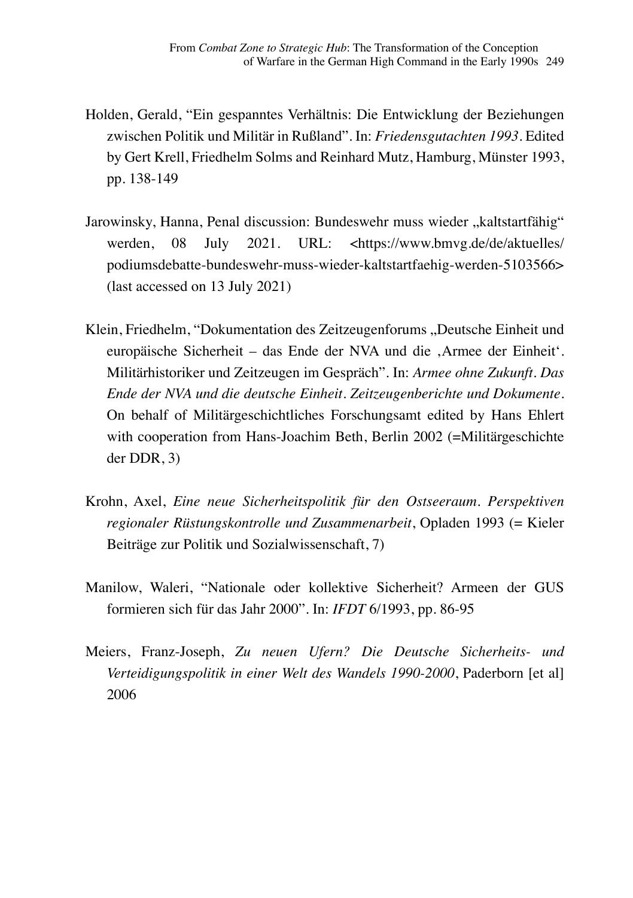Holden, Gerald, “Ein gespanntes Verhältnis: Die Entwicklung der Beziehungen zwischen Politik und Militär in Rußland”. In: *Friedensgutachten 1993*. Edited by Gert Krell, Friedhelm Solms and Reinhard Mutz, Hamburg, Münster 1993, pp. 138-149

Jarowinsky, Hanna, Penal discussion: Bundeswehr muss wieder „kaltstartfähig“ werden, 08 July 2021. URL: <https://www.bmvg.de/de/aktuelles/podiumsdebatte-bundeswehr-muss-wieder-kaltstartfaehig-werden-5103566> (last accessed on 13 July 2021)

Klein, Friedhelm, “Dokumentation des Zeitzeugenforums „Deutsche Einheit und europäische Sicherheit – das Ende der NVA und die ‚Armee der Einheit‘. Militärhistoriker und Zeitzeugen im Gespräch”. In: *Armee ohne Zukunft. Das Ende der NVA und die deutsche Einheit. Zeitzeugenberichte und Dokumente*. On behalf of Militärgeschichtliches Forschungsamt edited by Hans Ehlert with cooperation from Hans-Joachim Beth, Berlin 2002 (=Militärgeschichte der DDR, 3)

Krohn, Axel, *Eine neue Sicherheitspolitik für den Ostseeraum. Perspektiven regionaler Rüstungskontrolle und Zusammenarbeit*, Opladen 1993 (= Kieler Beiträge zur Politik und Sozialwissenschaft, 7)

Manilow, Waleri, “Nationale oder kollektive Sicherheit? Armeen der GUS formieren sich für das Jahr 2000”. In: *IFDT* 6/1993, pp. 86-95

Meiers, Franz-Joseph, *Zu neuen Ufern? Die Deutsche Sicherheits- und Verteidigungspolitik in einer Welt des Wandels 1990-2000*, Paderborn [et al] 2006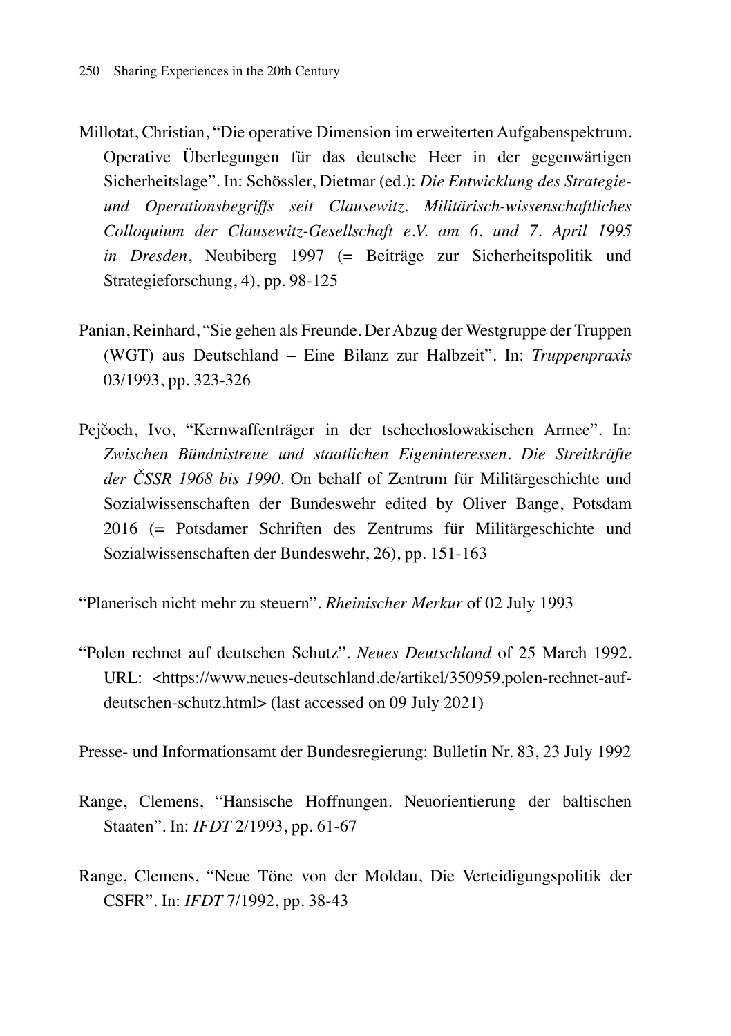Millotat, Christian, “Die operative Dimension im erweiterten Aufgabenspektrum. Operative Überlegungen für das deutsche Heer in der gegenwärtigen Sicherheitslage”. In: Schössler, Dietmar (ed.): *Die Entwicklung des Strategie- und Operationsbegriffs seit Clausewitz. Militärisch-wissenschaftliches Colloquium der Clausewitz-Gesellschaft e.V. am 6. und 7. April 1995 in Dresden*, Neubiberg 1997 (= Beiträge zur Sicherheitspolitik und Strategieforschung, 4), pp. 98-125

Panian, Reinhard, “Sie gehen als Freunde. Der Abzug der Westgruppe der Truppen (WGT) aus Deutschland – Eine Bilanz zur Halbzeit”. In: *Truppenpraxis* 03/1993, pp. 323-326

Pejčoch, Ivo, “Kernwaffenträger in der tschechoslowakischen Armee”. In: *Zwischen Bündnistreue und staatlichen Eigeninteressen. Die Streitkräfte der ČSSR 1968 bis 1990*. On behalf of Zentrum für Militärgeschichte und Sozialwissenschaften der Bundeswehr edited by Oliver Bange, Potsdam 2016 (= Potsdamer Schriften des Zentrums für Militärgeschichte und Sozialwissenschaften der Bundeswehr, 26), pp. 151-163

“Planerisch nicht mehr zu steuern”. *Rheinischer Merkur* of 02 July 1993

“Polen rechnet auf deutschen Schutz”. *Neues Deutschland* of 25 March 1992. URL: <https://www.neues-deutschland.de/artikel/350959.polen-rechnet-auf-deutschen-schutz.html> (last accessed on 09 July 2021)

Presse- und Informationsamt der Bundesregierung: Bulletin Nr. 83, 23 July 1992

Range, Clemens, “Hansische Hoffnungen. Neuorientierung der baltischen Staaten”. In: *IFDT* 2/1993, pp. 61-67

Range, Clemens, “Neue Töne von der Moldau, Die Verteidigungspolitik der CSFR”. In: *IFDT* 7/1992, pp. 38-43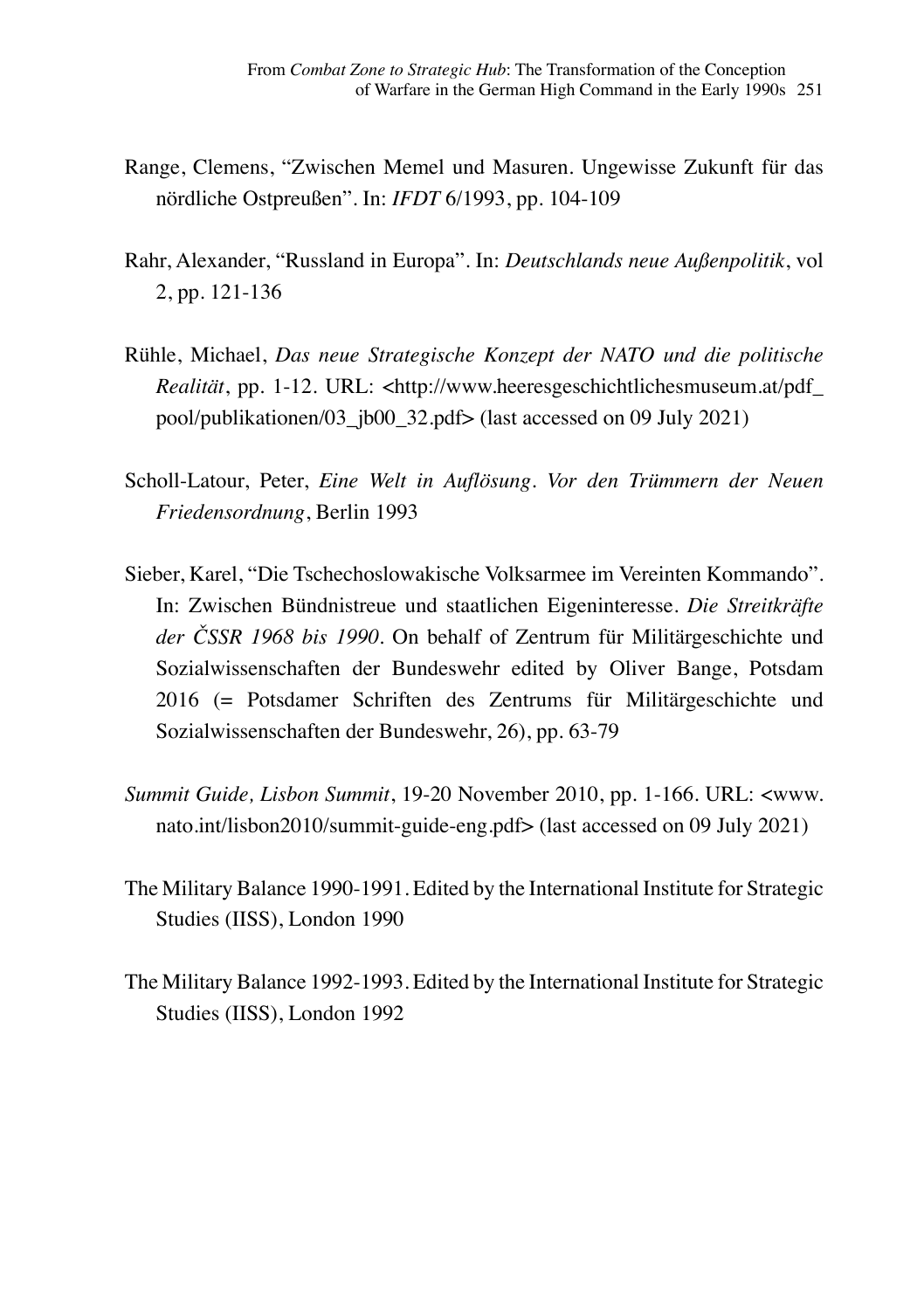Range, Clemens, "Zwischen Memel und Masuren. Ungewisse Zukunft für das nördliche Ostpreußen". In: *IFDT* 6/1993, pp. 104-109

Rahr, Alexander, "Russland in Europa". In: *Deutschlands neue Außenpolitik*, vol 2, pp. 121-136

Rühle, Michael, *Das neue Strategische Konzept der NATO und die politische Realität*, pp. 1-12. URL: <http://www.heeresgeschichtlichesmuseum.at/pdf_pool/publikationen/03_jb00_32.pdf> (last accessed on 09 July 2021)

Scholl-Latour, Peter, *Eine Welt in Auflösung. Vor den Trümmern der Neuen Friedensordnung*, Berlin 1993

Sieber, Karel, "Die Tschechoslowakische Volksarmee im Vereinten Kommando". In: Zwischen Bündnistreue und staatlichen Eigeninteresse. *Die Streitkräfte der ČSSR 1968 bis 1990*. On behalf of Zentrum für Militärgeschichte und Sozialwissenschaften der Bundeswehr edited by Oliver Bange, Potsdam 2016 (= Potsdamer Schriften des Zentrums für Militärgeschichte und Sozialwissenschaften der Bundeswehr, 26), pp. 63-79

*Summit Guide, Lisbon Summit*, 19-20 November 2010, pp. 1-166. URL: <www.nato.int/lisbon2010/summit-guide-eng.pdf> (last accessed on 09 July 2021)

The Military Balance 1990-1991. Edited by the International Institute for Strategic Studies (IISS), London 1990

The Military Balance 1992-1993. Edited by the International Institute for Strategic Studies (IISS), London 1992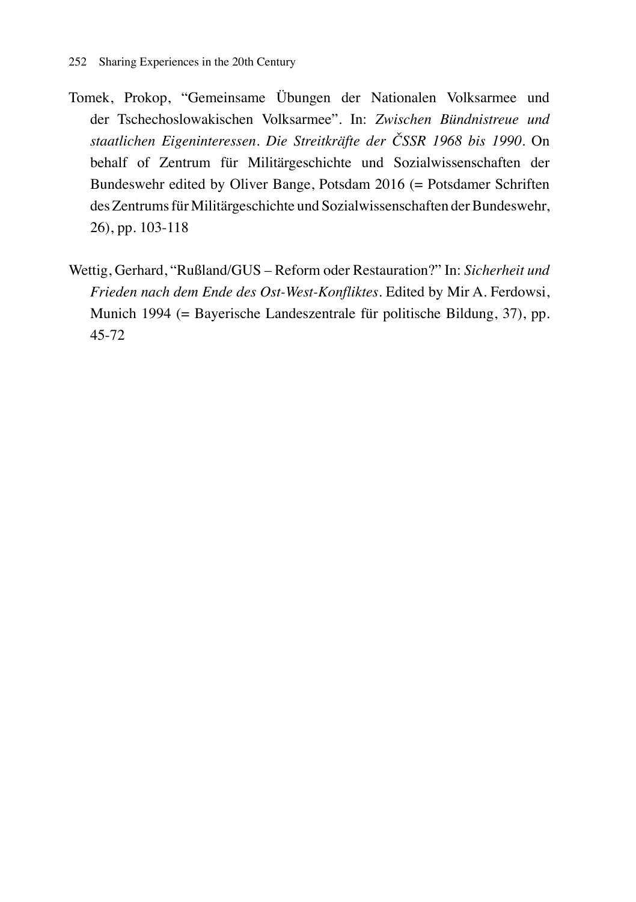Tomek, Prokop, "Gemeinsame Übungen der Nationalen Volksarmee und der Tschechoslowakischen Volksarmee". In: *Zwischen Bündnistreue und staatlichen Eigeninteressen. Die Streitkräfte der ČSSR 1968 bis 1990*. On behalf of Zentrum für Militärgeschichte und Sozialwissenschaften der Bundeswehr edited by Oliver Bange, Potsdam 2016 (= Potsdamer Schriften des Zentrums für Militärgeschichte und Sozialwissenschaften der Bundeswehr, 26), pp. 103-118

Wettig, Gerhard, "Rußland/GUS – Reform oder Restauration?" In: *Sicherheit und Frieden nach dem Ende des Ost-West-Konfliktes*. Edited by Mir A. Ferdowsi, Munich 1994 (= Bayerische Landeszentrale für politische Bildung, 37), pp. 45-72